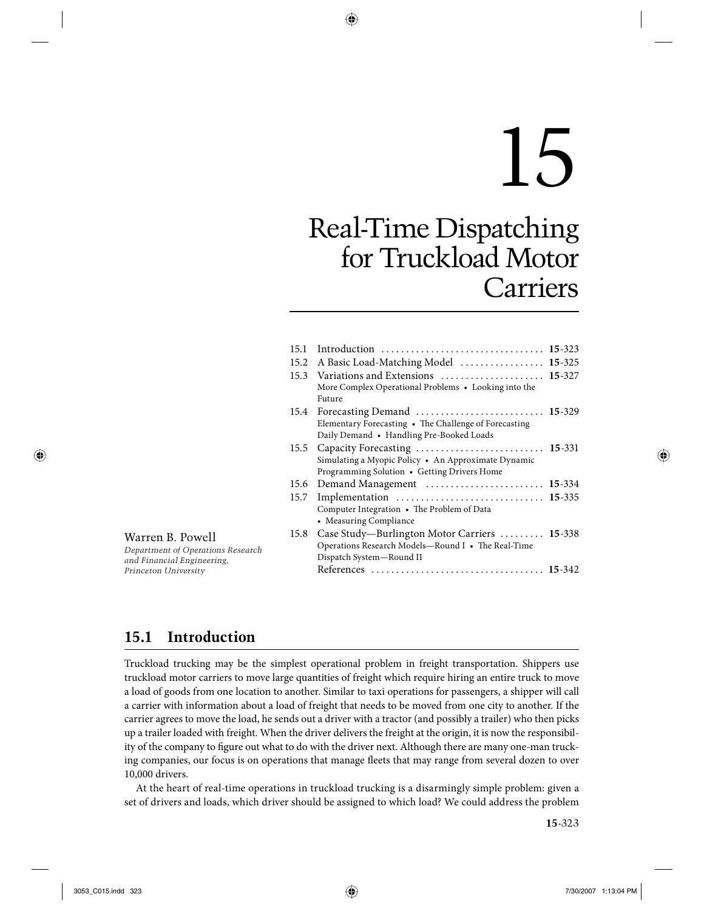# 15

# Real-Time Dispatching for Truckload Motor Carriers

Warren B. Powell

*Department of Operations Research and Financial Engineering, Princeton University*

| | | |
|---|---|---|
| 15.1 | Introduction | **15**-323 |
| 15.2 | A Basic Load-Matching Model | **15**-325 |
| 15.3 | Variations and Extensions<br>More Complex Operational Problems • Looking into the Future | **15**-327 |
| 15.4 | Forecasting Demand<br>Elementary Forecasting • The Challenge of Forecasting Daily Demand • Handling Pre-Booked Loads | **15**-329 |
| 15.5 | Capacity Forecasting<br>Simulating a Myopic Policy • An Approximate Dynamic Programming Solution • Getting Drivers Home | **15**-331 |
| 15.6 | Demand Management | **15**-334 |
| 15.7 | Implementation<br>Computer Integration • The Problem of Data • Measuring Compliance | **15**-335 |
| 15.8 | Case Study—Burlington Motor Carriers<br>Operations Research Models—Round I • The Real-Time Dispatch System—Round II | **15**-338 |
| | References | **15**-342 |

## 15.1 Introduction

Truckload trucking may be the simplest operational problem in freight transportation. Shippers use truckload motor carriers to move large quantities of freight which require hiring an entire truck to move a load of goods from one location to another. Similar to taxi operations for passengers, a shipper will call a carrier with information about a load of freight that needs to be moved from one city to another. If the carrier agrees to move the load, he sends out a driver with a tractor (and possibly a trailer) who then picks up a trailer loaded with freight. When the driver delivers the freight at the origin, it is now the responsibility of the company to figure out what to do with the driver next. Although there are many one-man trucking companies, our focus is on operations that manage fleets that may range from several dozen to over 10,000 drivers.

At the heart of real-time operations in truckload trucking is a disarmingly simple problem: given a set of drivers and loads, which driver should be assigned to which load? We could address the problem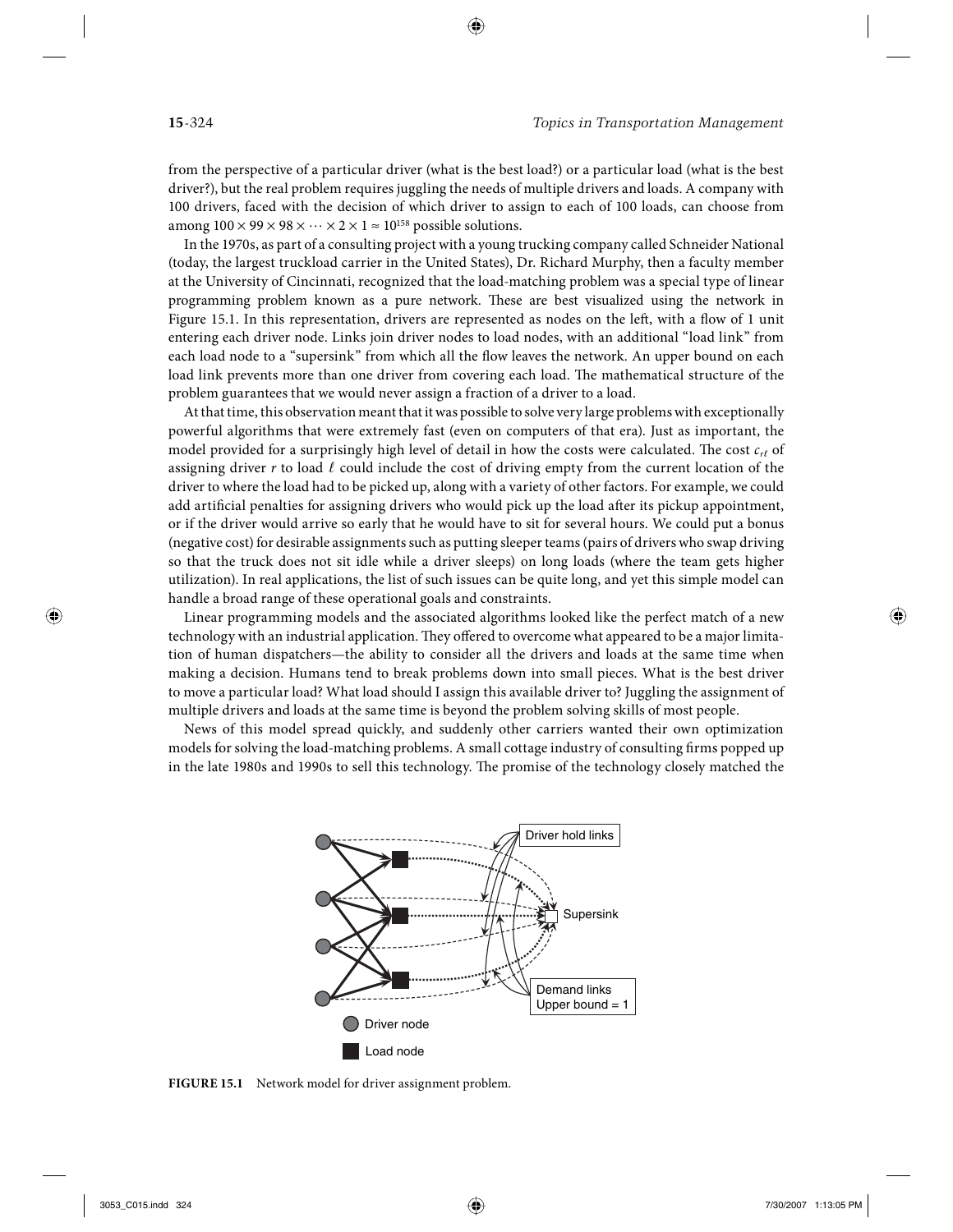from the perspective of a particular driver (what is the best load?) or a particular load (what is the best driver?), but the real problem requires juggling the needs of multiple drivers and loads. A company with 100 drivers, faced with the decision of which driver to assign to each of 100 loads, can choose from among $100 \times 99 \times 98 \times \cdots \times 2 \times 1 \approx 10^{158}$ possible solutions.

In the 1970s, as part of a consulting project with a young trucking company called Schneider National (today, the largest truckload carrier in the United States), Dr. Richard Murphy, then a faculty member at the University of Cincinnati, recognized that the load-matching problem was a special type of linear programming problem known as a pure network. These are best visualized using the network in Figure 15.1. In this representation, drivers are represented as nodes on the left, with a flow of 1 unit entering each driver node. Links join driver nodes to load nodes, with an additional "load link" from each load node to a "supersink" from which all the flow leaves the network. An upper bound on each load link prevents more than one driver from covering each load. The mathematical structure of the problem guarantees that we would never assign a fraction of a driver to a load.

At that time, this observation meant that it was possible to solve very large problems with exceptionally powerful algorithms that were extremely fast (even on computers of that era). Just as important, the model provided for a surprisingly high level of detail in how the costs were calculated. The cost $c_{r\ell}$ of assigning driver $r$ to load $\ell$ could include the cost of driving empty from the current location of the driver to where the load had to be picked up, along with a variety of other factors. For example, we could add artificial penalties for assigning drivers who would pick up the load after its pickup appointment, or if the driver would arrive so early that he would have to sit for several hours. We could put a bonus (negative cost) for desirable assignments such as putting sleeper teams (pairs of drivers who swap driving so that the truck does not sit idle while a driver sleeps) on long loads (where the team gets higher utilization). In real applications, the list of such issues can be quite long, and yet this simple model can handle a broad range of these operational goals and constraints.

Linear programming models and the associated algorithms looked like the perfect match of a new technology with an industrial application. They offered to overcome what appeared to be a major limitation of human dispatchers—the ability to consider all the drivers and loads at the same time when making a decision. Humans tend to break problems down into small pieces. What is the best driver to move a particular load? What load should I assign this available driver to? Juggling the assignment of multiple drivers and loads at the same time is beyond the problem solving skills of most people.

News of this model spread quickly, and suddenly other carriers wanted their own optimization models for solving the load-matching problems. A small cottage industry of consulting firms popped up in the late 1980s and 1990s to sell this technology. The promise of the technology closely matched the

**FIGURE 15.1** Network model for driver assignment problem.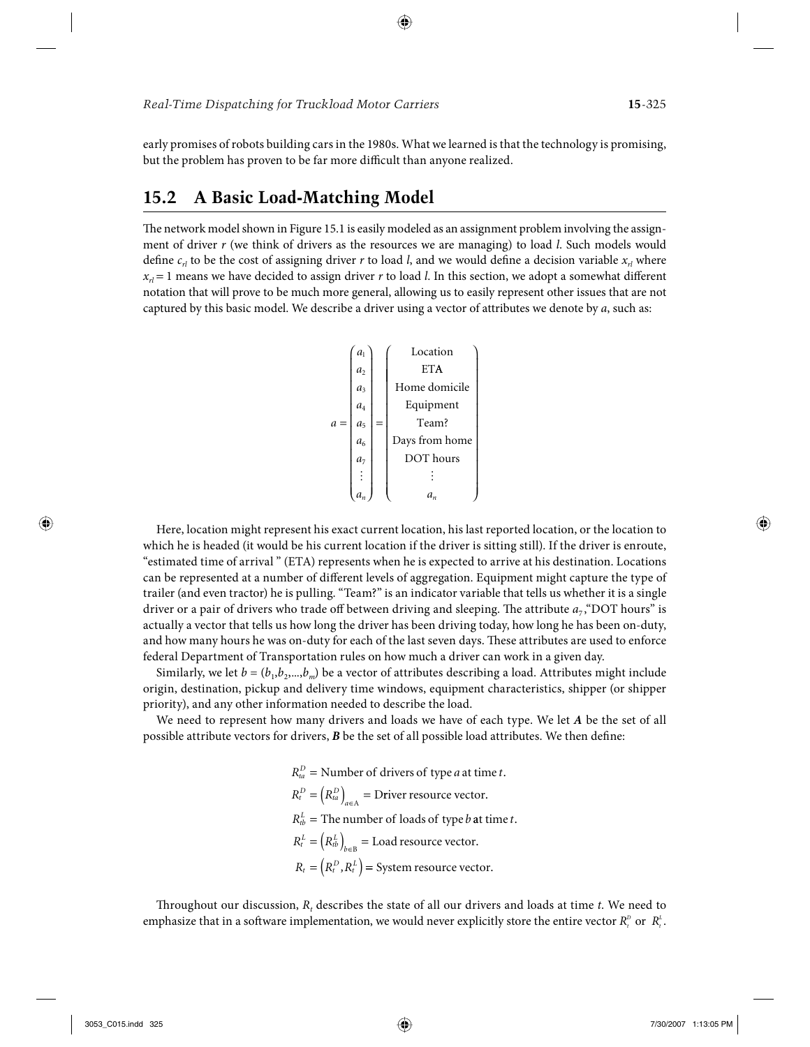early promises of robots building cars in the 1980s. What we learned is that the technology is promising, but the problem has proven to be far more difficult than anyone realized.

## 15.2 A Basic Load-Matching Model

The network model shown in Figure 15.1 is easily modeled as an assignment problem involving the assignment of driver $r$ (we think of drivers as the resources we are managing) to load $l$. Such models would define $c_{rl}$ to be the cost of assigning driver $r$ to load $l$, and we would define a decision variable $x_{rl}$ where $x_{rl} = 1$ means we have decided to assign driver $r$ to load $l$. In this section, we adopt a somewhat different notation that will prove to be much more general, allowing us to easily represent other issues that are not captured by this basic model. We describe a driver using a vector of attributes we denote by $a$, such as:

$$a = \begin{pmatrix} a_1 \\ a_2 \\ a_3 \\ a_4 \\ a_5 \\ a_6 \\ a_7 \\ \vdots \\ a_n \end{pmatrix} = \begin{pmatrix} \text{Location} \\ \text{ETA} \\ \text{Home domicile} \\ \text{Equipment} \\ \text{Team?} \\ \text{Days from home} \\ \text{DOT hours} \\ \vdots \\ a_n \end{pmatrix}$$

Here, location might represent his exact current location, his last reported location, or the location to which he is headed (it would be his current location if the driver is sitting still). If the driver is enroute, "estimated time of arrival " (ETA) represents when he is expected to arrive at his destination. Locations can be represented at a number of different levels of aggregation. Equipment might capture the type of trailer (and even tractor) he is pulling. "Team?" is an indicator variable that tells us whether it is a single driver or a pair of drivers who trade off between driving and sleeping. The attribute $a_7$,"DOT hours" is actually a vector that tells us how long the driver has been driving today, how long he has been on-duty, and how many hours he was on-duty for each of the last seven days. These attributes are used to enforce federal Department of Transportation rules on how much a driver can work in a given day.

Similarly, we let $b = (b_1, b_2, \ldots, b_m)$ be a vector of attributes describing a load. Attributes might include origin, destination, pickup and delivery time windows, equipment characteristics, shipper (or shipper priority), and any other information needed to describe the load.

We need to represent how many drivers and loads we have of each type. We let $\boldsymbol{A}$ be the set of all possible attribute vectors for drivers, $\boldsymbol{B}$ be the set of all possible load attributes. We then define:

$$R_{ta}^D = \text{Number of drivers of type } a \text{ at time } t.$$

$$R_t^D = \left(R_{ta}^D\right)_{a \in \mathrm{A}} = \text{Driver resource vector.}$$

$$R_{tb}^L = \text{The number of loads of type } b \text{ at time } t.$$

$$R_t^L = \left(R_{tb}^L\right)_{b \in \mathrm{B}} = \text{Load resource vector.}$$

$$R_t = \left(R_t^D, R_t^L\right) = \text{System resource vector.}$$

Throughout our discussion, $R_t$ describes the state of all our drivers and loads at time $t$. We need to emphasize that in a software implementation, we would never explicitly store the entire vector $R_t^D$ or $R_t^L$.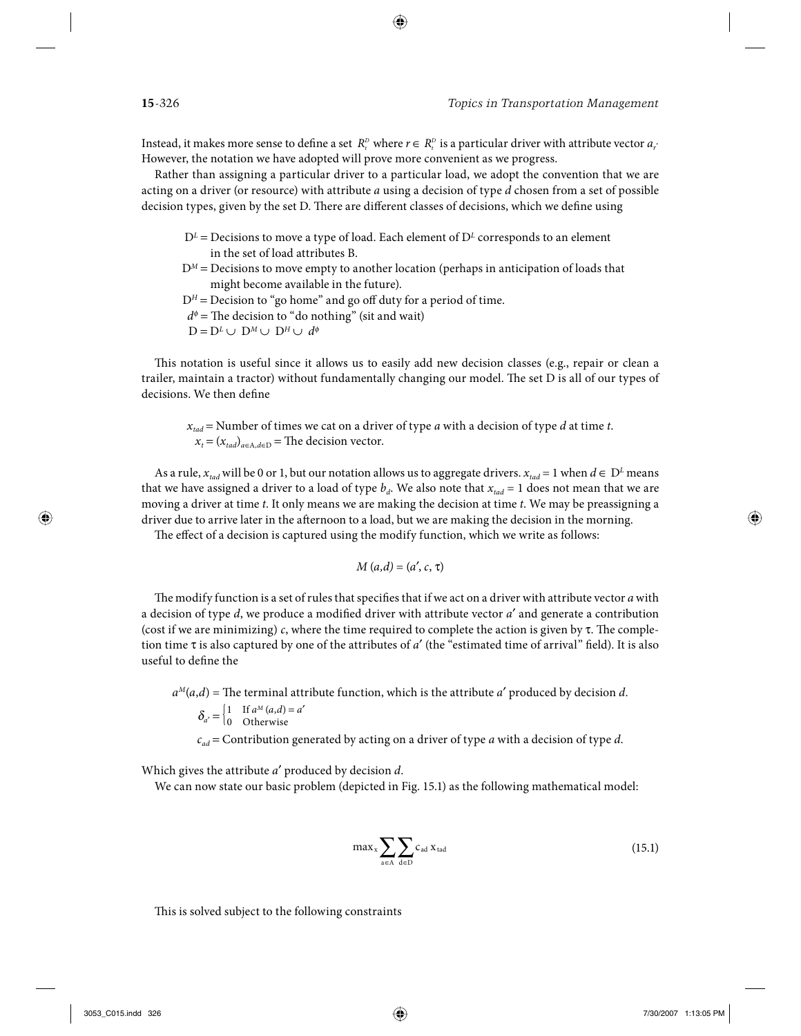Instead, it makes more sense to define a set $R_t^D$ where $r \in R_t^D$ is a particular driver with attribute vector $a_r$. However, the notation we have adopted will prove more convenient as we progress.

Rather than assigning a particular driver to a particular load, we adopt the convention that we are acting on a driver (or resource) with attribute $a$ using a decision of type $d$ chosen from a set of possible decision types, given by the set D. There are different classes of decisions, which we define using

$D^L$ = Decisions to move a type of load. Each element of $D^L$ corresponds to an element in the set of load attributes B.

$D^M$ = Decisions to move empty to another location (perhaps in anticipation of loads that might become available in the future).

$D^H$ = Decision to "go home" and go off duty for a period of time.

$d^\phi$ = The decision to "do nothing" (sit and wait)

$D = D^L \cup D^M \cup D^H \cup d^\phi$

This notation is useful since it allows us to easily add new decision classes (e.g., repair or clean a trailer, maintain a tractor) without fundamentally changing our model. The set D is all of our types of decisions. We then define

$x_{tad}$ = Number of times we cat on a driver of type $a$ with a decision of type $d$ at time $t$.

$x_t = (x_{tad})_{a \in A, d \in D}$ = The decision vector.

As a rule, $x_{tad}$ will be 0 or 1, but our notation allows us to aggregate drivers. $x_{tad} = 1$ when $d \in D^L$ means that we have assigned a driver to a load of type $b_d$. We also note that $x_{tad} = 1$ does not mean that we are moving a driver at time $t$. It only means we are making the decision at time $t$. We may be preassigning a driver due to arrive later in the afternoon to a load, but we are making the decision in the morning.

The effect of a decision is captured using the modify function, which we write as follows:

$$M(a,d) = (a', c, \tau)$$

The modify function is a set of rules that specifies that if we act on a driver with attribute vector $a$ with a decision of type $d$, we produce a modified driver with attribute vector $a'$ and generate a contribution (cost if we are minimizing) $c$, where the time required to complete the action is given by $\tau$. The completion time $\tau$ is also captured by one of the attributes of $a'$ (the "estimated time of arrival" field). It is also useful to define the

$a^M(a,d)$ = The terminal attribute function, which is the attribute $a'$ produced by decision $d$.

$$\delta_{a'} = \begin{cases} 1 & \text{If } a^M(a,d) = a' \\ 0 & \text{Otherwise} \end{cases}$$

$c_{ad}$ = Contribution generated by acting on a driver of type $a$ with a decision of type $d$.

Which gives the attribute $a'$ produced by decision $d$.

We can now state our basic problem (depicted in Fig. 15.1) as the following mathematical model:

$$\max_x \sum_{a \in A} \sum_{d \in D} c_{ad} \, x_{tad} \tag{15.1}$$

This is solved subject to the following constraints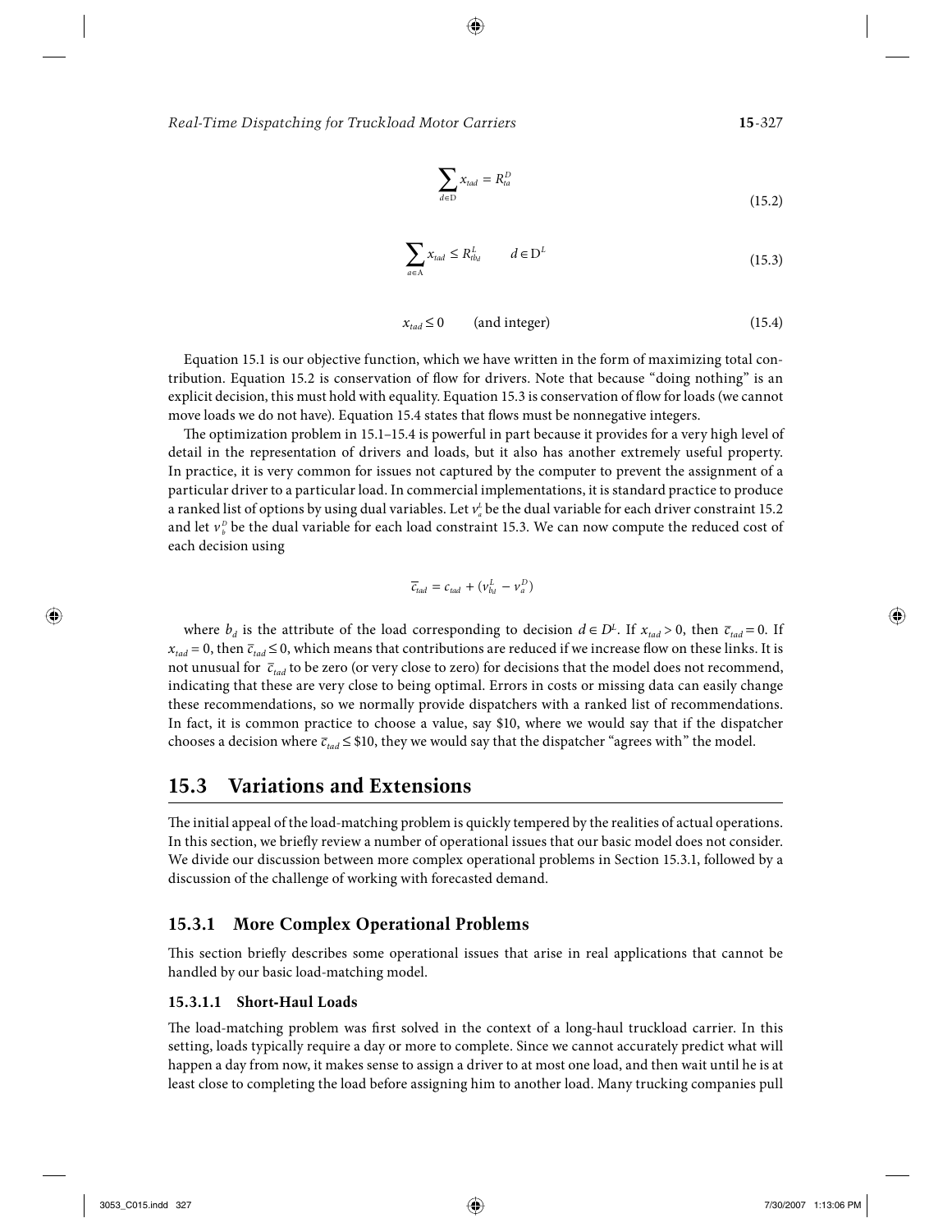$$\sum_{d \in \mathcal{D}} x_{tad} = R^D_{ta} \tag{15.2}$$

$$\sum_{a \in \mathcal{A}} x_{tad} \leq R^L_{tb_d} \qquad d \in \mathcal{D}^L \tag{15.3}$$

$$x_{tad} \leq 0 \qquad \text{(and integer)} \tag{15.4}$$

Equation 15.1 is our objective function, which we have written in the form of maximizing total contribution. Equation 15.2 is conservation of flow for drivers. Note that because "doing nothing" is an explicit decision, this must hold with equality. Equation 15.3 is conservation of flow for loads (we cannot move loads we do not have). Equation 15.4 states that flows must be nonnegative integers.

The optimization problem in 15.1–15.4 is powerful in part because it provides for a very high level of detail in the representation of drivers and loads, but it also has another extremely useful property. In practice, it is very common for issues not captured by the computer to prevent the assignment of a particular driver to a particular load. In commercial implementations, it is standard practice to produce a ranked list of options by using dual variables. Let $v^L_a$ be the dual variable for each driver constraint 15.2 and let $v^D_b$ be the dual variable for each load constraint 15.3. We can now compute the reduced cost of each decision using

$$\bar{c}_{tad} = c_{tad} + (v^L_{b_d} - v^D_a)$$

where $b_d$ is the attribute of the load corresponding to decision $d \in D^L$. If $x_{tad} > 0$, then $\bar{c}_{tad} = 0$. If $x_{tad} = 0$, then $\bar{c}_{tad} \leq 0$, which means that contributions are reduced if we increase flow on these links. It is not unusual for $\bar{c}_{tad}$ to be zero (or very close to zero) for decisions that the model does not recommend, indicating that these are very close to being optimal. Errors in costs or missing data can easily change these recommendations, so we normally provide dispatchers with a ranked list of recommendations. In fact, it is common practice to choose a value, say \$10, where we would say that if the dispatcher chooses a decision where $\bar{c}_{tad} \leq \$10$, they we would say that the dispatcher "agrees with" the model.

## 15.3 Variations and Extensions

The initial appeal of the load-matching problem is quickly tempered by the realities of actual operations. In this section, we briefly review a number of operational issues that our basic model does not consider. We divide our discussion between more complex operational problems in Section 15.3.1, followed by a discussion of the challenge of working with forecasted demand.

### 15.3.1 More Complex Operational Problems

This section briefly describes some operational issues that arise in real applications that cannot be handled by our basic load-matching model.

#### 15.3.1.1 Short-Haul Loads

The load-matching problem was first solved in the context of a long-haul truckload carrier. In this setting, loads typically require a day or more to complete. Since we cannot accurately predict what will happen a day from now, it makes sense to assign a driver to at most one load, and then wait until he is at least close to completing the load before assigning him to another load. Many trucking companies pull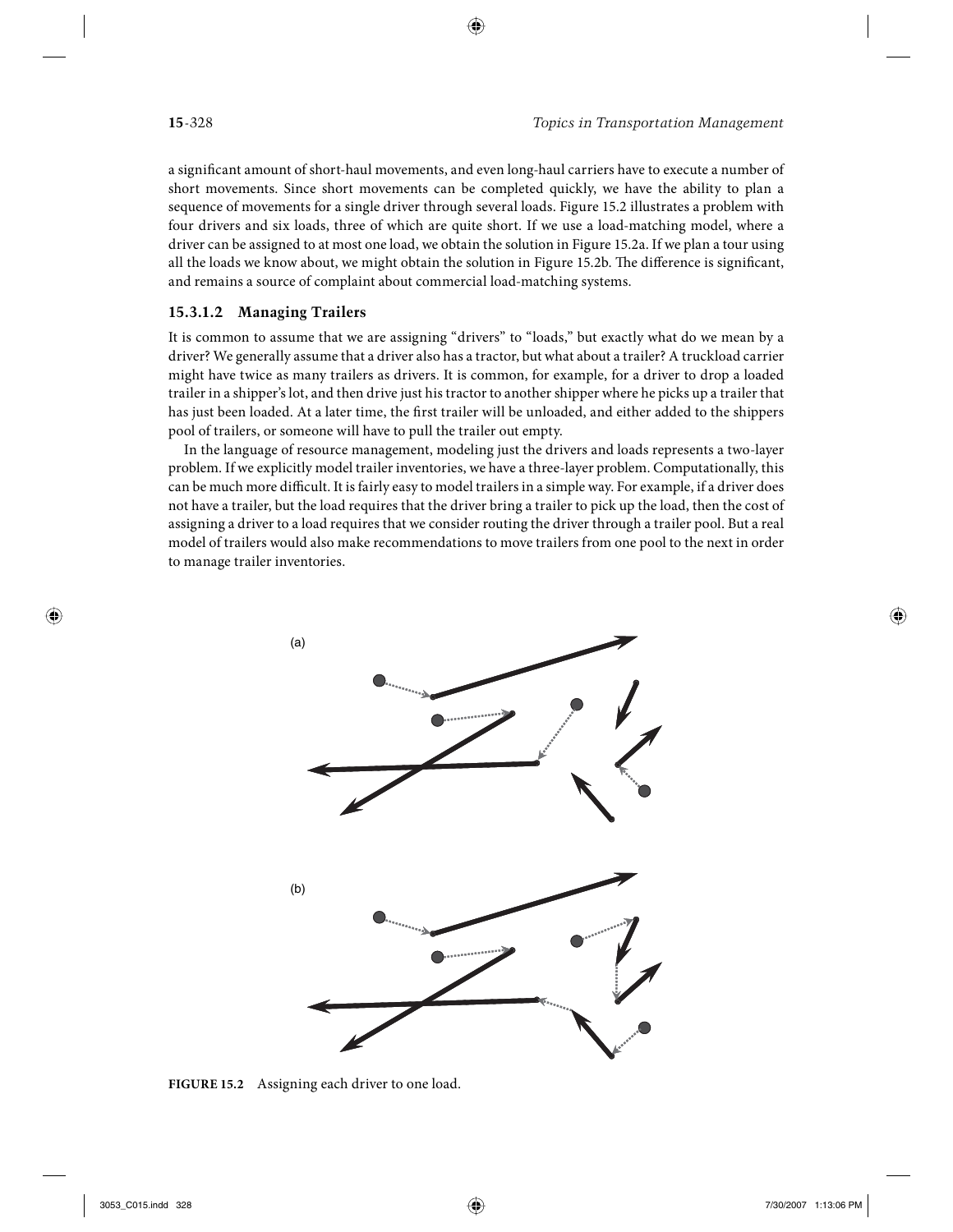a significant amount of short-haul movements, and even long-haul carriers have to execute a number of short movements. Since short movements can be completed quickly, we have the ability to plan a sequence of movements for a single driver through several loads. Figure 15.2 illustrates a problem with four drivers and six loads, three of which are quite short. If we use a load-matching model, where a driver can be assigned to at most one load, we obtain the solution in Figure 15.2a. If we plan a tour using all the loads we know about, we might obtain the solution in Figure 15.2b. The difference is significant, and remains a source of complaint about commercial load-matching systems.

### 15.3.1.2 Managing Trailers

It is common to assume that we are assigning "drivers" to "loads," but exactly what do we mean by a driver? We generally assume that a driver also has a tractor, but what about a trailer? A truckload carrier might have twice as many trailers as drivers. It is common, for example, for a driver to drop a loaded trailer in a shipper's lot, and then drive just his tractor to another shipper where he picks up a trailer that has just been loaded. At a later time, the first trailer will be unloaded, and either added to the shippers pool of trailers, or someone will have to pull the trailer out empty.

In the language of resource management, modeling just the drivers and loads represents a two-layer problem. If we explicitly model trailer inventories, we have a three-layer problem. Computationally, this can be much more difficult. It is fairly easy to model trailers in a simple way. For example, if a driver does not have a trailer, but the load requires that the driver bring a trailer to pick up the load, then the cost of assigning a driver to a load requires that we consider routing the driver through a trailer pool. But a real model of trailers would also make recommendations to move trailers from one pool to the next in order to manage trailer inventories.

**FIGURE 15.2** Assigning each driver to one load.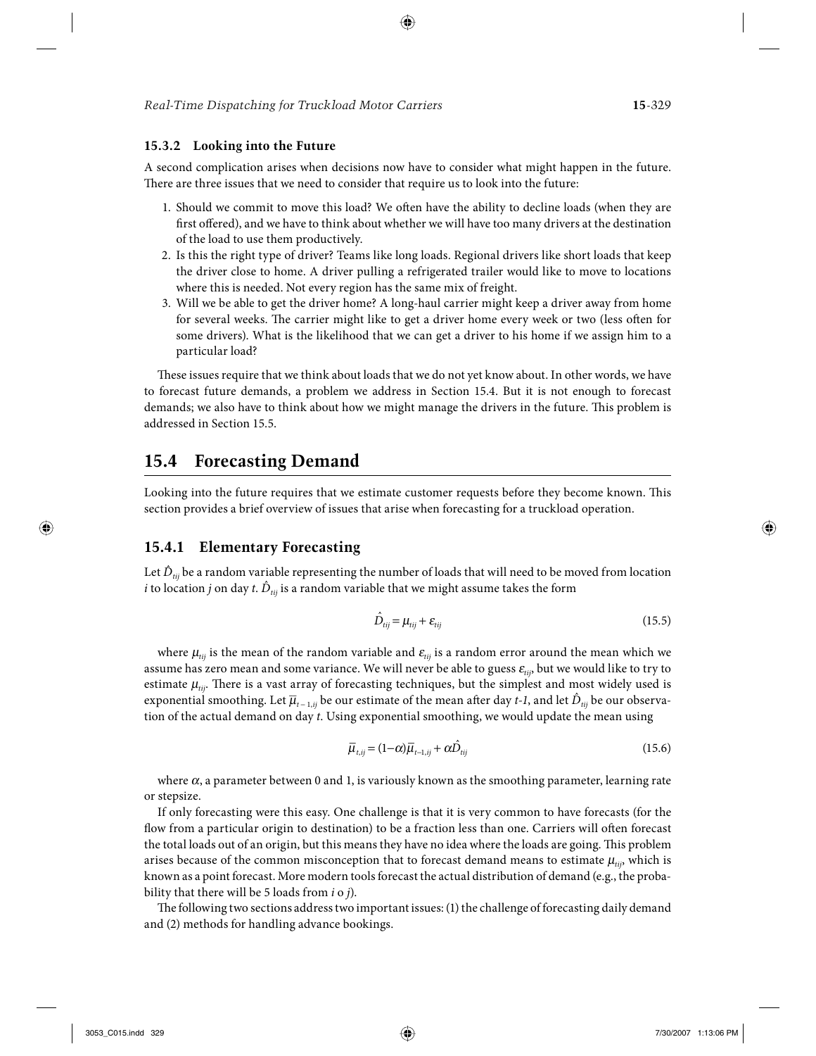### 15.3.2 Looking into the Future

A second complication arises when decisions now have to consider what might happen in the future. There are three issues that we need to consider that require us to look into the future:

1. Should we commit to move this load? We often have the ability to decline loads (when they are first offered), and we have to think about whether we will have too many drivers at the destination of the load to use them productively.
2. Is this the right type of driver? Teams like long loads. Regional drivers like short loads that keep the driver close to home. A driver pulling a refrigerated trailer would like to move to locations where this is needed. Not every region has the same mix of freight.
3. Will we be able to get the driver home? A long-haul carrier might keep a driver away from home for several weeks. The carrier might like to get a driver home every week or two (less often for some drivers). What is the likelihood that we can get a driver to his home if we assign him to a particular load?

These issues require that we think about loads that we do not yet know about. In other words, we have to forecast future demands, a problem we address in Section 15.4. But it is not enough to forecast demands; we also have to think about how we might manage the drivers in the future. This problem is addressed in Section 15.5.

## 15.4 Forecasting Demand

Looking into the future requires that we estimate customer requests before they become known. This section provides a brief overview of issues that arise when forecasting for a truckload operation.

### 15.4.1 Elementary Forecasting

Let $\hat{D}_{tij}$ be a random variable representing the number of loads that will need to be moved from location $i$ to location $j$ on day $t$. $\hat{D}_{tij}$ is a random variable that we might assume takes the form

$$\hat{D}_{tij} = \mu_{tij} + \varepsilon_{tij} \tag{15.5}$$

where $\mu_{tij}$ is the mean of the random variable and $\varepsilon_{tij}$ is a random error around the mean which we assume has zero mean and some variance. We will never be able to guess $\varepsilon_{tij}$, but we would like to try to estimate $\mu_{tij}$. There is a vast array of forecasting techniques, but the simplest and most widely used is exponential smoothing. Let $\bar{\mu}_{t-1,ij}$ be our estimate of the mean after day *t-1*, and let $\hat{D}_{tij}$ be our observation of the actual demand on day $t$. Using exponential smoothing, we would update the mean using

$$\bar{\mu}_{t,ij} = (1-\alpha)\bar{\mu}_{t-1,ij} + \alpha\hat{D}_{tij} \tag{15.6}$$

where $\alpha$, a parameter between 0 and 1, is variously known as the smoothing parameter, learning rate or stepsize.

If only forecasting were this easy. One challenge is that it is very common to have forecasts (for the flow from a particular origin to destination) to be a fraction less than one. Carriers will often forecast the total loads out of an origin, but this means they have no idea where the loads are going. This problem arises because of the common misconception that to forecast demand means to estimate $\mu_{tij}$, which is known as a point forecast. More modern tools forecast the actual distribution of demand (e.g., the probability that there will be 5 loads from $i$ o $j$).

The following two sections address two important issues: (1) the challenge of forecasting daily demand and (2) methods for handling advance bookings.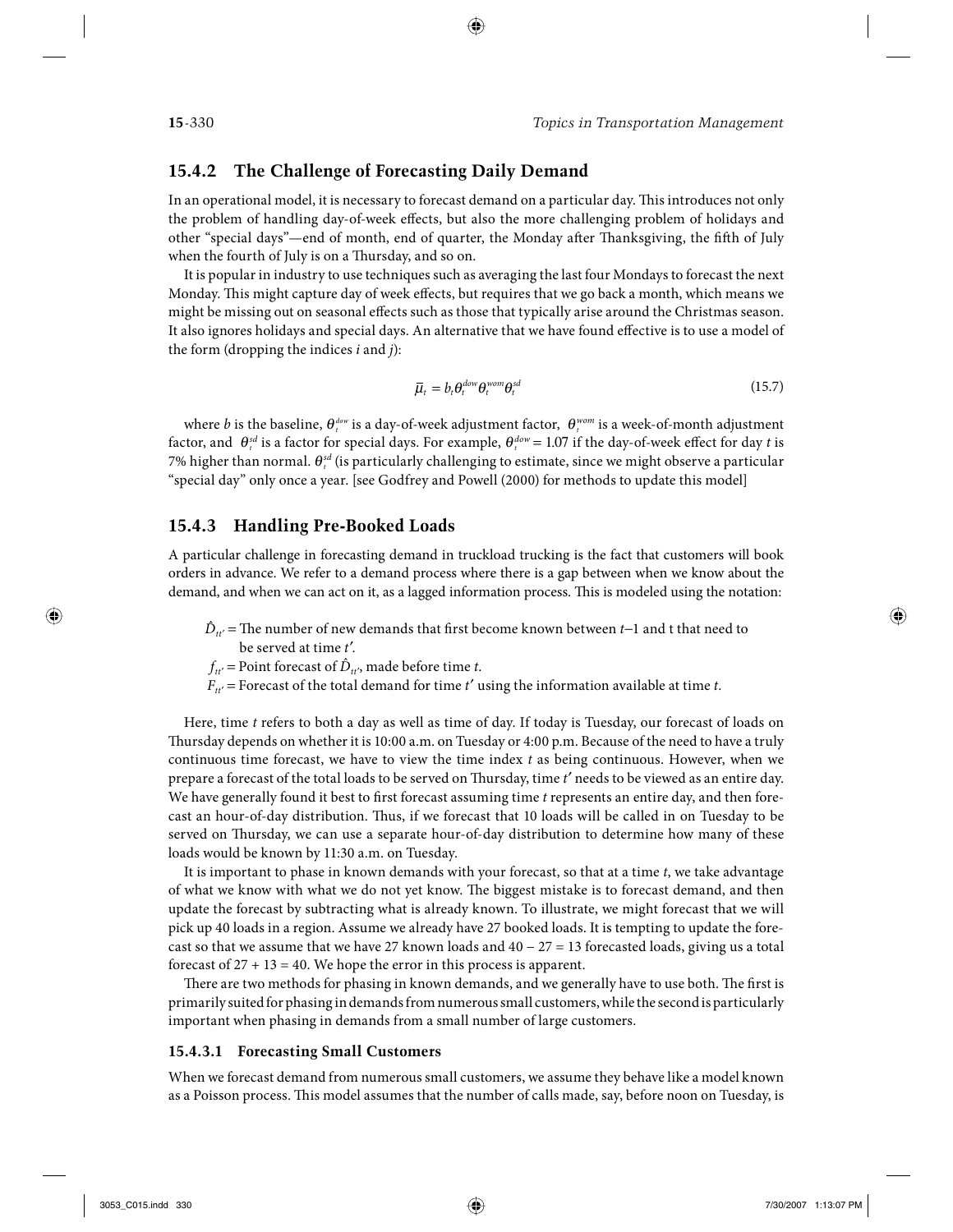## 15.4.2 The Challenge of Forecasting Daily Demand

In an operational model, it is necessary to forecast demand on a particular day. This introduces not only the problem of handling day-of-week effects, but also the more challenging problem of holidays and other "special days"—end of month, end of quarter, the Monday after Thanksgiving, the fifth of July when the fourth of July is on a Thursday, and so on.

It is popular in industry to use techniques such as averaging the last four Mondays to forecast the next Monday. This might capture day of week effects, but requires that we go back a month, which means we might be missing out on seasonal effects such as those that typically arise around the Christmas season. It also ignores holidays and special days. An alternative that we have found effective is to use a model of the form (dropping the indices *i* and *j*):

$$\bar{\mu}_t = b_t \theta_t^{dow} \theta_t^{wom} \theta_t^{sd} \tag{15.7}$$

where *b* is the baseline, $\theta_t^{dow}$ is a day-of-week adjustment factor, $\theta_t^{wom}$ is a week-of-month adjustment factor, and $\theta_t^{sd}$ is a factor for special days. For example, $\theta_t^{dow} = 1.07$ if the day-of-week effect for day *t* is 7% higher than normal. $\theta_t^{sd}$ (is particularly challenging to estimate, since we might observe a particular "special day" only once a year. [see Godfrey and Powell (2000) for methods to update this model]

## 15.4.3 Handling Pre-Booked Loads

A particular challenge in forecasting demand in truckload trucking is the fact that customers will book orders in advance. We refer to a demand process where there is a gap between when we know about the demand, and when we can act on it, as a lagged information process. This is modeled using the notation:

- $\hat{D}_{tt'}$ = The number of new demands that first become known between $t$–1 and t that need to be served at time $t'$.
- $f_{tt'}$ = Point forecast of $\hat{D}_{tt'}$, made before time *t*.
- $F_{tt'}$ = Forecast of the total demand for time $t'$ using the information available at time *t*.

Here, time *t* refers to both a day as well as time of day. If today is Tuesday, our forecast of loads on Thursday depends on whether it is 10:00 a.m. on Tuesday or 4:00 p.m. Because of the need to have a truly continuous time forecast, we have to view the time index *t* as being continuous. However, when we prepare a forecast of the total loads to be served on Thursday, time $t'$ needs to be viewed as an entire day. We have generally found it best to first forecast assuming time *t* represents an entire day, and then forecast an hour-of-day distribution. Thus, if we forecast that 10 loads will be called in on Tuesday to be served on Thursday, we can use a separate hour-of-day distribution to determine how many of these loads would be known by 11:30 a.m. on Tuesday.

It is important to phase in known demands with your forecast, so that at a time *t*, we take advantage of what we know with what we do not yet know. The biggest mistake is to forecast demand, and then update the forecast by subtracting what is already known. To illustrate, we might forecast that we will pick up 40 loads in a region. Assume we already have 27 booked loads. It is tempting to update the forecast so that we assume that we have 27 known loads and $40 - 27 = 13$ forecasted loads, giving us a total forecast of $27 + 13 = 40$. We hope the error in this process is apparent.

There are two methods for phasing in known demands, and we generally have to use both. The first is primarily suited for phasing in demands from numerous small customers, while the second is particularly important when phasing in demands from a small number of large customers.

### 15.4.3.1 Forecasting Small Customers

When we forecast demand from numerous small customers, we assume they behave like a model known as a Poisson process. This model assumes that the number of calls made, say, before noon on Tuesday, is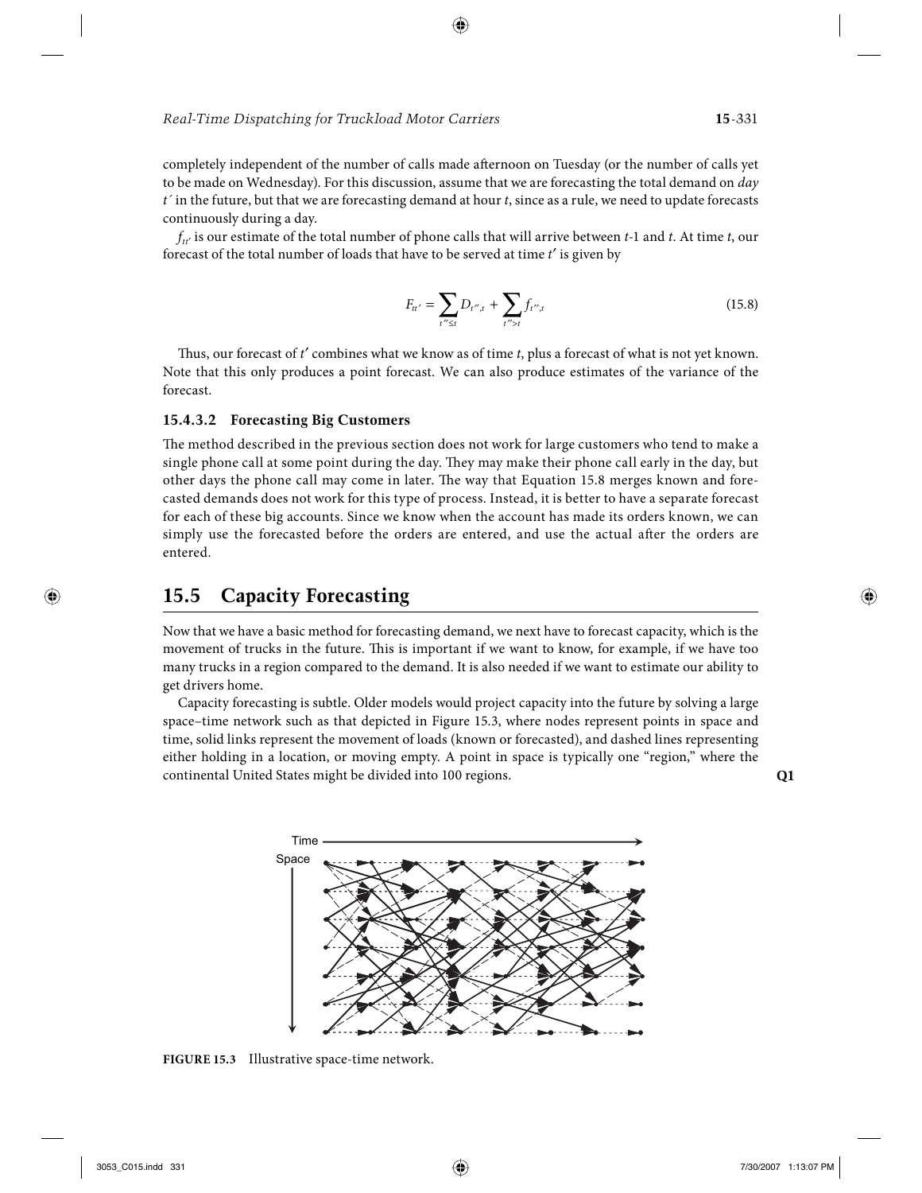completely independent of the number of calls made afternoon on Tuesday (or the number of calls yet to be made on Wednesday). For this discussion, assume that we are forecasting the total demand on *day* $t'$ in the future, but that we are forecasting demand at hour $t$, since as a rule, we need to update forecasts continuously during a day.

$f_{tt'}$ is our estimate of the total number of phone calls that will arrive between $t$-1 and $t$. At time $t$, our forecast of the total number of loads that have to be served at time $t'$ is given by

$$F_{tt'} = \sum_{t'' \le t} D_{t'',t} + \sum_{t'' > t} f_{t'',t} \tag{15.8}$$

Thus, our forecast of $t'$ combines what we know as of time $t$, plus a forecast of what is not yet known. Note that this only produces a point forecast. We can also produce estimates of the variance of the forecast.

#### 15.4.3.2 Forecasting Big Customers

The method described in the previous section does not work for large customers who tend to make a single phone call at some point during the day. They may make their phone call early in the day, but other days the phone call may come in later. The way that Equation 15.8 merges known and forecasted demands does not work for this type of process. Instead, it is better to have a separate forecast for each of these big accounts. Since we know when the account has made its orders known, we can simply use the forecasted before the orders are entered, and use the actual after the orders are entered.

## 15.5 Capacity Forecasting

Now that we have a basic method for forecasting demand, we next have to forecast capacity, which is the movement of trucks in the future. This is important if we want to know, for example, if we have too many trucks in a region compared to the demand. It is also needed if we want to estimate our ability to get drivers home.

Capacity forecasting is subtle. Older models would project capacity into the future by solving a large space–time network such as that depicted in Figure 15.3, where nodes represent points in space and time, solid links represent the movement of loads (known or forecasted), and dashed lines representing either holding in a location, or moving empty. A point in space is typically one "region," where the continental United States might be divided into 100 regions.

Q1

Time

Space

**FIGURE 15.3** Illustrative space-time network.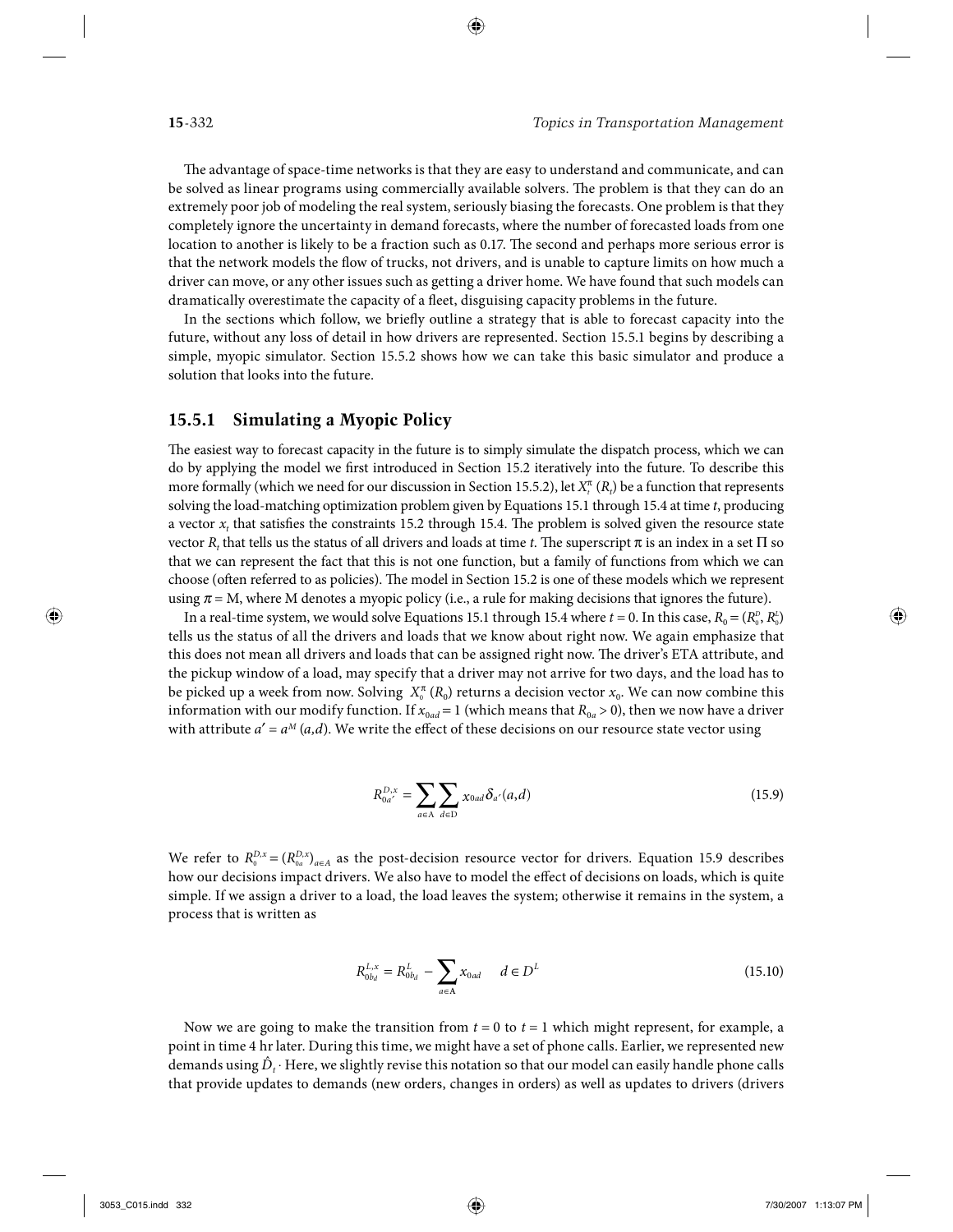The advantage of space-time networks is that they are easy to understand and communicate, and can be solved as linear programs using commercially available solvers. The problem is that they can do an extremely poor job of modeling the real system, seriously biasing the forecasts. One problem is that they completely ignore the uncertainty in demand forecasts, where the number of forecasted loads from one location to another is likely to be a fraction such as 0.17. The second and perhaps more serious error is that the network models the flow of trucks, not drivers, and is unable to capture limits on how much a driver can move, or any other issues such as getting a driver home. We have found that such models can dramatically overestimate the capacity of a fleet, disguising capacity problems in the future.

In the sections which follow, we briefly outline a strategy that is able to forecast capacity into the future, without any loss of detail in how drivers are represented. Section 15.5.1 begins by describing a simple, myopic simulator. Section 15.5.2 shows how we can take this basic simulator and produce a solution that looks into the future.

## 15.5.1 Simulating a Myopic Policy

The easiest way to forecast capacity in the future is to simply simulate the dispatch process, which we can do by applying the model we first introduced in Section 15.2 iteratively into the future. To describe this more formally (which we need for our discussion in Section 15.5.2), let $X_t^\pi(R_t)$ be a function that represents solving the load-matching optimization problem given by Equations 15.1 through 15.4 at time $t$, producing a vector $x_t$ that satisfies the constraints 15.2 through 15.4. The problem is solved given the resource state vector $R_t$ that tells us the status of all drivers and loads at time $t$. The superscript $\pi$ is an index in a set $\Pi$ so that we can represent the fact that this is not one function, but a family of functions from which we can choose (often referred to as policies). The model in Section 15.2 is one of these models which we represent using $\pi = M$, where M denotes a myopic policy (i.e., a rule for making decisions that ignores the future).

In a real-time system, we would solve Equations 15.1 through 15.4 where $t = 0$. In this case, $R_0 = (R_0^D, R_0^L)$ tells us the status of all the drivers and loads that we know about right now. We again emphasize that this does not mean all drivers and loads that can be assigned right now. The driver's ETA attribute, and the pickup window of a load, may specify that a driver may not arrive for two days, and the load has to be picked up a week from now. Solving $X_0^\pi(R_0)$ returns a decision vector $x_0$. We can now combine this information with our modify function. If $x_{0ad} = 1$ (which means that $R_{0a} > 0$), then we now have a driver with attribute $a' = a^M(a,d)$. We write the effect of these decisions on our resource state vector using

$$R_{0a'}^{D,x} = \sum_{a \in \mathcal{A}} \sum_{d \in \mathcal{D}} x_{0ad} \delta_{a'}(a,d) \tag{15.9}$$

We refer to $R_0^{D,x} = (R_{0a}^{D,x})_{a \in A}$ as the post-decision resource vector for drivers. Equation 15.9 describes how our decisions impact drivers. We also have to model the effect of decisions on loads, which is quite simple. If we assign a driver to a load, the load leaves the system; otherwise it remains in the system, a process that is written as

$$R_{0b_d}^{L,x} = R_{0b_d}^{L} - \sum_{a \in \mathbf{A}} x_{0ad} \quad d \in D^L \tag{15.10}$$

Now we are going to make the transition from $t = 0$ to $t = 1$ which might represent, for example, a point in time 4 hr later. During this time, we might have a set of phone calls. Earlier, we represented new demands using $\hat{D}_t$. Here, we slightly revise this notation so that our model can easily handle phone calls that provide updates to demands (new orders, changes in orders) as well as updates to drivers (drivers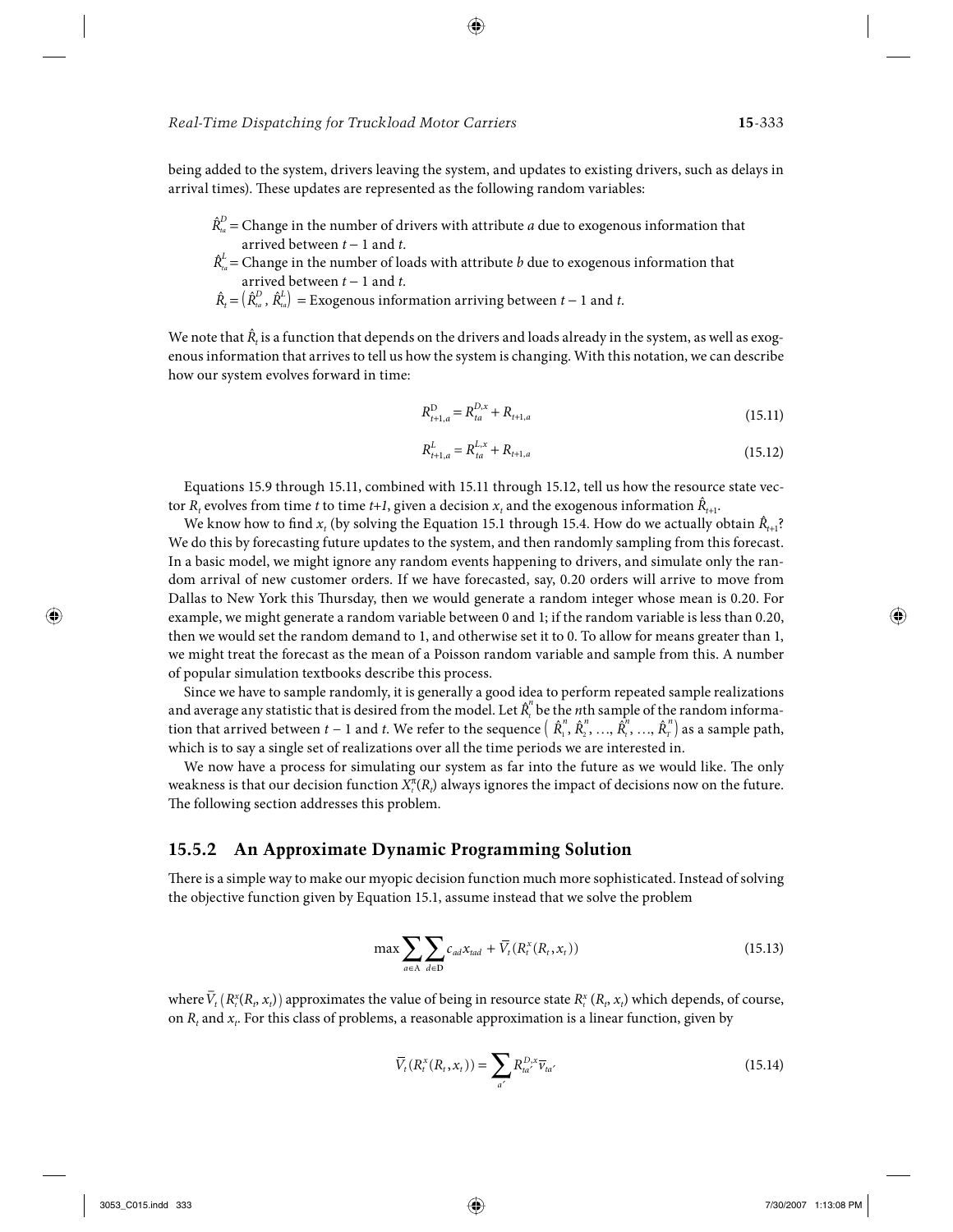being added to the system, drivers leaving the system, and updates to existing drivers, such as delays in arrival times). These updates are represented as the following random variables:

$\hat{R}^D_{ta}$ = Change in the number of drivers with attribute $a$ due to exogenous information that arrived between $t-1$ and $t$.

$\hat{R}^L_{ta}$ = Change in the number of loads with attribute $b$ due to exogenous information that arrived between $t-1$ and $t$.

$\hat{R}_t = \left(\hat{R}^D_{ta}, \hat{R}^L_{ta}\right)$ = Exogenous information arriving between $t-1$ and $t$.

We note that $\hat{R}_t$ is a function that depends on the drivers and loads already in the system, as well as exogenous information that arrives to tell us how the system is changing. With this notation, we can describe how our system evolves forward in time:

$$R^{\mathrm{D}}_{t+1,a} = R^{D,x}_{ta} + R_{t+1,a} \tag{15.11}$$

$$R^{L}_{t+1,a} = R^{L,x}_{ta} + R_{t+1,a} \tag{15.12}$$

Equations 15.9 through 15.11, combined with 15.11 through 15.12, tell us how the resource state vector $R_t$ evolves from time $t$ to time $t$+1, given a decision $x_t$ and the exogenous information $\hat{R}_{t+1}$.

We know how to find $x_t$ (by solving the Equation 15.1 through 15.4. How do we actually obtain $\hat{R}_{t+1}$? We do this by forecasting future updates to the system, and then randomly sampling from this forecast. In a basic model, we might ignore any random events happening to drivers, and simulate only the random arrival of new customer orders. If we have forecasted, say, 0.20 orders will arrive to move from Dallas to New York this Thursday, then we would generate a random integer whose mean is 0.20. For example, we might generate a random variable between 0 and 1; if the random variable is less than 0.20, then we would set the random demand to 1, and otherwise set it to 0. To allow for means greater than 1, we might treat the forecast as the mean of a Poisson random variable and sample from this. A number of popular simulation textbooks describe this process.

Since we have to sample randomly, it is generally a good idea to perform repeated sample realizations and average any statistic that is desired from the model. Let $\hat{R}^n_t$ be the $n$th sample of the random information that arrived between $t-1$ and $t$. We refer to the sequence $\left(\hat{R}^n_1, \hat{R}^n_2, \ldots, \hat{R}^n_t, \ldots, \hat{R}^n_T\right)$ as a sample path, which is to say a single set of realizations over all the time periods we are interested in.

We now have a process for simulating our system as far into the future as we would like. The only weakness is that our decision function $X^\pi_t(R_t)$ always ignores the impact of decisions now on the future. The following section addresses this problem.

## 15.5.2 An Approximate Dynamic Programming Solution

There is a simple way to make our myopic decision function much more sophisticated. Instead of solving the objective function given by Equation 15.1, assume instead that we solve the problem

$$\max \sum_{a \in \mathrm{A}} \sum_{d \in \mathrm{D}} c_{ad} x_{tad} + \bar{V}_t\left(R^x_t(R_t, x_t)\right) \tag{15.13}$$

where $\bar{V}_t\left(R^x_t(R_t, x_t)\right)$ approximates the value of being in resource state $R^x_t(R_t, x_t)$ which depends, of course, on $R_t$ and $x_t$. For this class of problems, a reasonable approximation is a linear function, given by

$$\bar{V}_t\left(R^x_t(R_t, x_t)\right) = \sum_{a'} R^{D,x}_{ta'} \bar{v}_{ta'} \tag{15.14}$$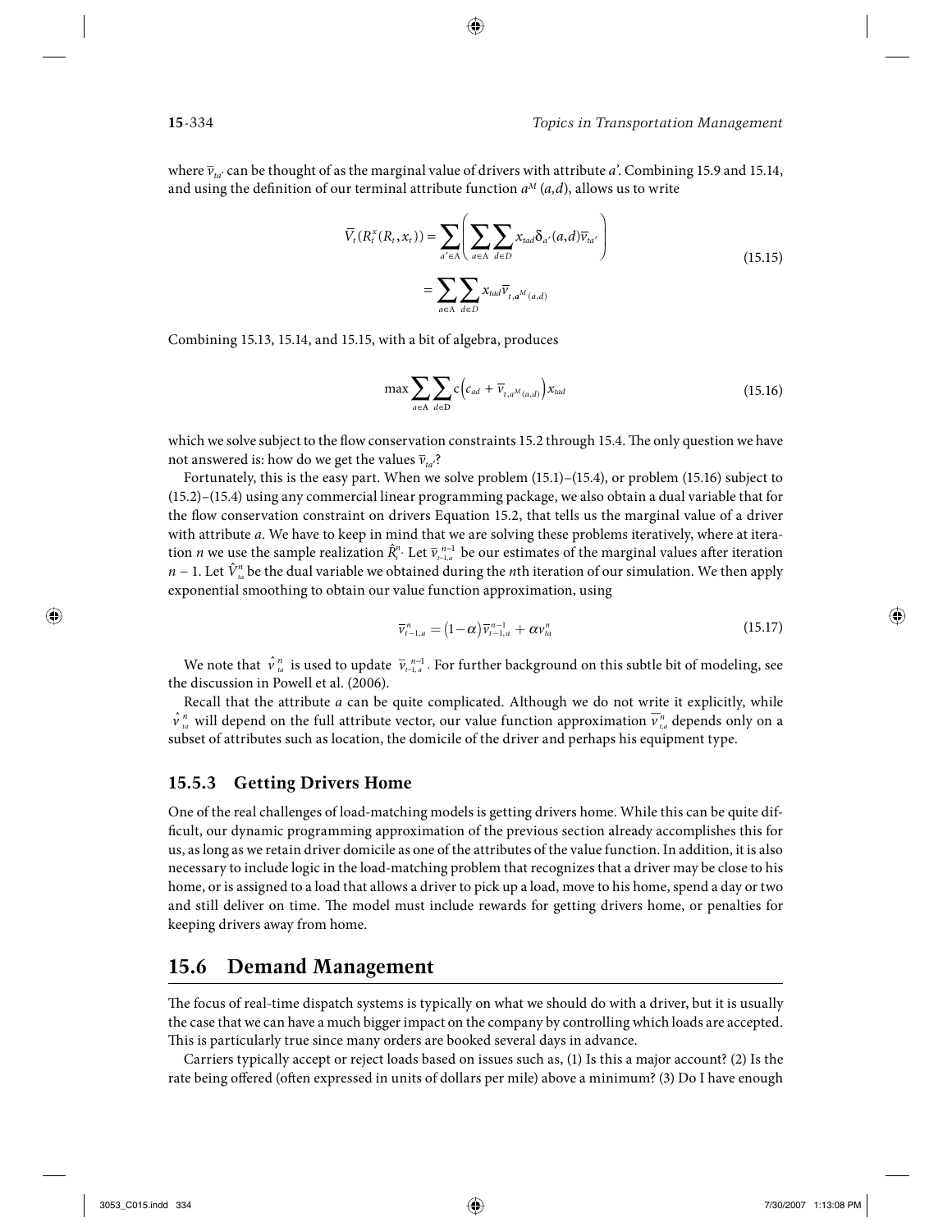where $\bar{v}_{ta'}$ can be thought of as the marginal value of drivers with attribute $a'$. Combining 15.9 and 15.14, and using the definition of our terminal attribute function $a^M(a,d)$, allows us to write

$$\begin{aligned}\bar{V}_t(R_t^x(R_t, x_t)) &= \sum_{a' \in A}\left(\sum_{a \in A}\sum_{d \in D} x_{tad}\delta_{a'}(a,d)\bar{v}_{ta'}\right) \\ &= \sum_{a \in A}\sum_{d \in D} x_{tad}\bar{v}_{t,a^M(a,d)}\end{aligned} \tag{15.15}$$

Combining 15.13, 15.14, and 15.15, with a bit of algebra, produces

$$\max \sum_{a \in A}\sum_{d \in D} c\left(c_{ad} + \bar{v}_{t,a^M(a,d)}\right)x_{tad} \tag{15.16}$$

which we solve subject to the flow conservation constraints 15.2 through 15.4. The only question we have not answered is: how do we get the values $\bar{v}_{ta'}$?

Fortunately, this is the easy part. When we solve problem (15.1)–(15.4), or problem (15.16) subject to (15.2)–(15.4) using any commercial linear programming package, we also obtain a dual variable that for the flow conservation constraint on drivers Equation 15.2, that tells us the marginal value of a driver with attribute $a$. We have to keep in mind that we are solving these problems iteratively, where at iteration $n$ we use the sample realization $\hat{R}_t^n$. Let $\bar{v}_{t-1,a}^{n-1}$ be our estimates of the marginal values after iteration $n-1$. Let $\hat{V}_{ta}^n$ be the dual variable we obtained during the $n$th iteration of our simulation. We then apply exponential smoothing to obtain our value function approximation, using

$$\bar{v}_{t-1,a}^n = (1-\alpha)\bar{v}_{t-1,a}^{n-1} + \alpha v_{ta}^n \tag{15.17}$$

We note that $\hat{v}_{ta}^n$ is used to update $\bar{v}_{t-1,a}^{n-1}$. For further background on this subtle bit of modeling, see the discussion in Powell et al. (2006).

Recall that the attribute $a$ can be quite complicated. Although we do not write it explicitly, while $\hat{v}_{ta}^n$ will depend on the full attribute vector, our value function approximation $\bar{v}_{t,a}^n$ depends only on a subset of attributes such as location, the domicile of the driver and perhaps his equipment type.

### 15.5.3 Getting Drivers Home

One of the real challenges of load-matching models is getting drivers home. While this can be quite difficult, our dynamic programming approximation of the previous section already accomplishes this for us, as long as we retain driver domicile as one of the attributes of the value function. In addition, it is also necessary to include logic in the load-matching problem that recognizes that a driver may be close to his home, or is assigned to a load that allows a driver to pick up a load, move to his home, spend a day or two and still deliver on time. The model must include rewards for getting drivers home, or penalties for keeping drivers away from home.

## 15.6 Demand Management

The focus of real-time dispatch systems is typically on what we should do with a driver, but it is usually the case that we can have a much bigger impact on the company by controlling which loads are accepted. This is particularly true since many orders are booked several days in advance.

Carriers typically accept or reject loads based on issues such as, (1) Is this a major account? (2) Is the rate being offered (often expressed in units of dollars per mile) above a minimum? (3) Do I have enough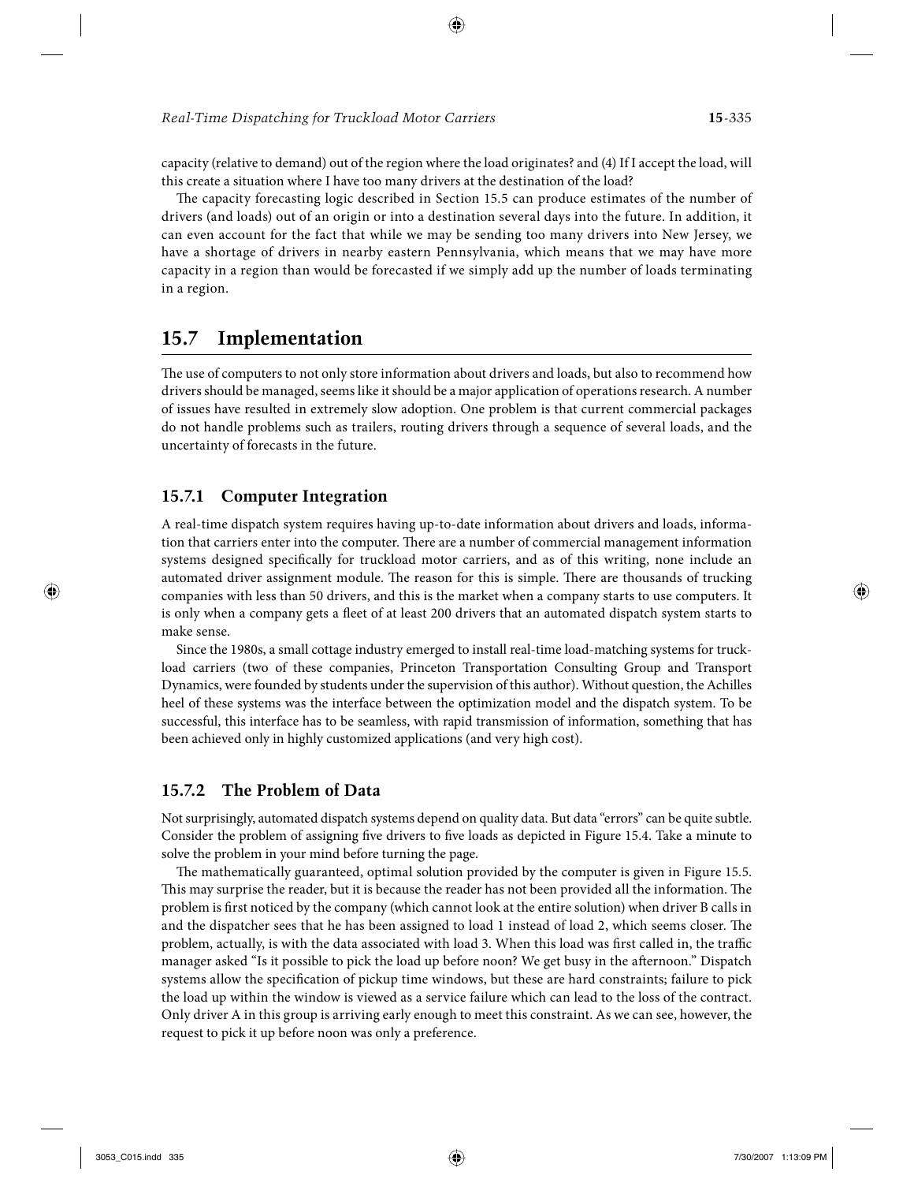capacity (relative to demand) out of the region where the load originates? and (4) If I accept the load, will this create a situation where I have too many drivers at the destination of the load?

The capacity forecasting logic described in Section 15.5 can produce estimates of the number of drivers (and loads) out of an origin or into a destination several days into the future. In addition, it can even account for the fact that while we may be sending too many drivers into New Jersey, we have a shortage of drivers in nearby eastern Pennsylvania, which means that we may have more capacity in a region than would be forecasted if we simply add up the number of loads terminating in a region.

## 15.7 Implementation

The use of computers to not only store information about drivers and loads, but also to recommend how drivers should be managed, seems like it should be a major application of operations research. A number of issues have resulted in extremely slow adoption. One problem is that current commercial packages do not handle problems such as trailers, routing drivers through a sequence of several loads, and the uncertainty of forecasts in the future.

### 15.7.1 Computer Integration

A real-time dispatch system requires having up-to-date information about drivers and loads, information that carriers enter into the computer. There are a number of commercial management information systems designed specifically for truckload motor carriers, and as of this writing, none include an automated driver assignment module. The reason for this is simple. There are thousands of trucking companies with less than 50 drivers, and this is the market when a company starts to use computers. It is only when a company gets a fleet of at least 200 drivers that an automated dispatch system starts to make sense.

Since the 1980s, a small cottage industry emerged to install real-time load-matching systems for truckload carriers (two of these companies, Princeton Transportation Consulting Group and Transport Dynamics, were founded by students under the supervision of this author). Without question, the Achilles heel of these systems was the interface between the optimization model and the dispatch system. To be successful, this interface has to be seamless, with rapid transmission of information, something that has been achieved only in highly customized applications (and very high cost).

### 15.7.2 The Problem of Data

Not surprisingly, automated dispatch systems depend on quality data. But data "errors" can be quite subtle. Consider the problem of assigning five drivers to five loads as depicted in Figure 15.4. Take a minute to solve the problem in your mind before turning the page.

The mathematically guaranteed, optimal solution provided by the computer is given in Figure 15.5. This may surprise the reader, but it is because the reader has not been provided all the information. The problem is first noticed by the company (which cannot look at the entire solution) when driver B calls in and the dispatcher sees that he has been assigned to load 1 instead of load 2, which seems closer. The problem, actually, is with the data associated with load 3. When this load was first called in, the traffic manager asked "Is it possible to pick the load up before noon? We get busy in the afternoon." Dispatch systems allow the specification of pickup time windows, but these are hard constraints; failure to pick the load up within the window is viewed as a service failure which can lead to the loss of the contract. Only driver A in this group is arriving early enough to meet this constraint. As we can see, however, the request to pick it up before noon was only a preference.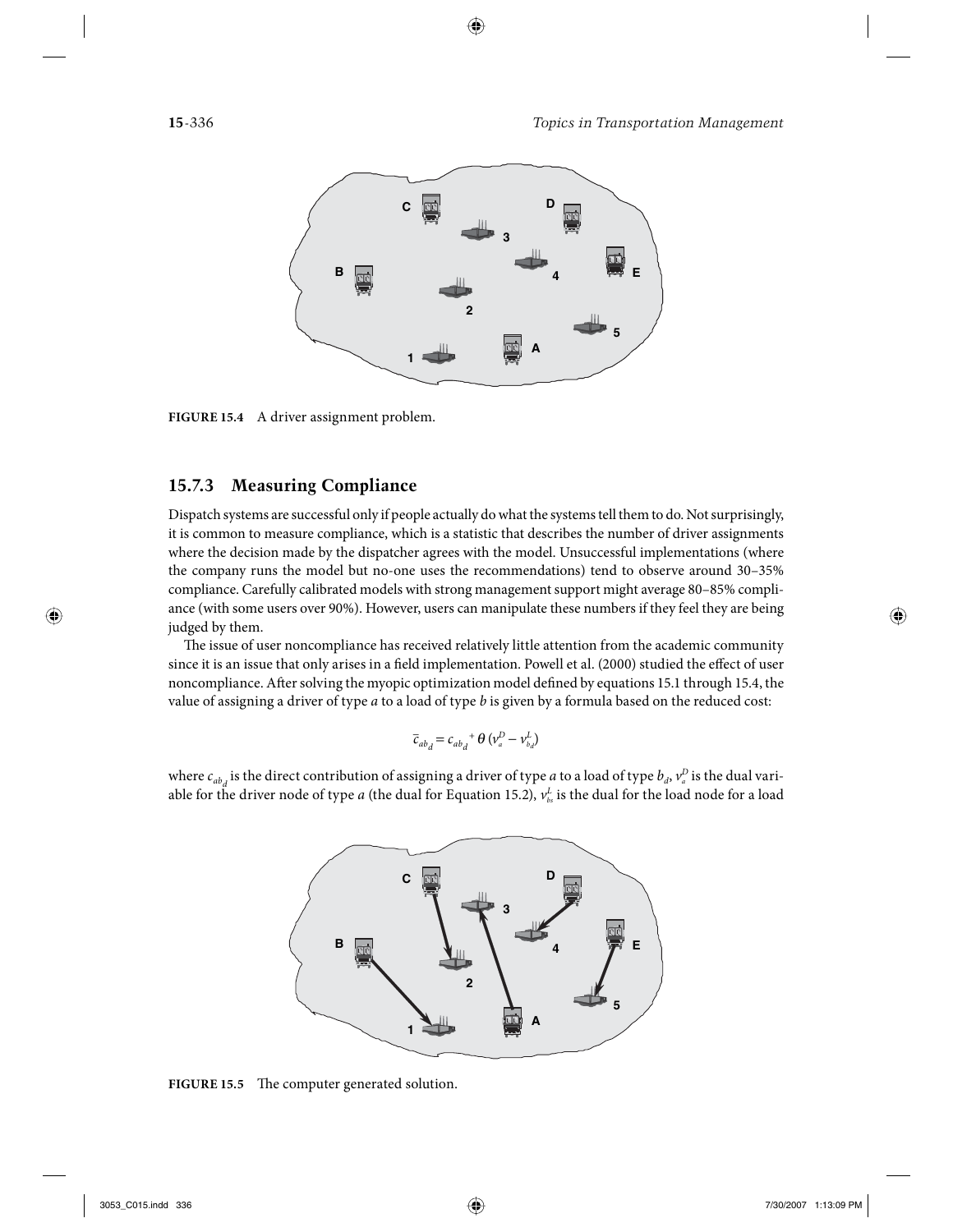FIGURE 15.4 A driver assignment problem.

### 15.7.3 Measuring Compliance

Dispatch systems are successful only if people actually do what the systems tell them to do. Not surprisingly, it is common to measure compliance, which is a statistic that describes the number of driver assignments where the decision made by the dispatcher agrees with the model. Unsuccessful implementations (where the company runs the model but no-one uses the recommendations) tend to observe around 30–35% compliance. Carefully calibrated models with strong management support might average 80–85% compliance (with some users over 90%). However, users can manipulate these numbers if they feel they are being judged by them.

The issue of user noncompliance has received relatively little attention from the academic community since it is an issue that only arises in a field implementation. Powell et al. (2000) studied the effect of user noncompliance. After solving the myopic optimization model defined by equations 15.1 through 15.4, the value of assigning a driver of type *a* to a load of type *b* is given by a formula based on the reduced cost:

$$\bar{c}_{ab_d} = c_{ab_d} + \theta\,(v_a^D - v_{b_d}^L)$$

where $c_{ab_d}$ is the direct contribution of assigning a driver of type *a* to a load of type $b_d$, $v_a^D$ is the dual variable for the driver node of type *a* (the dual for Equation 15.2), $v_{b_d}^L$ is the dual for the load node for a load

FIGURE 15.5 The computer generated solution.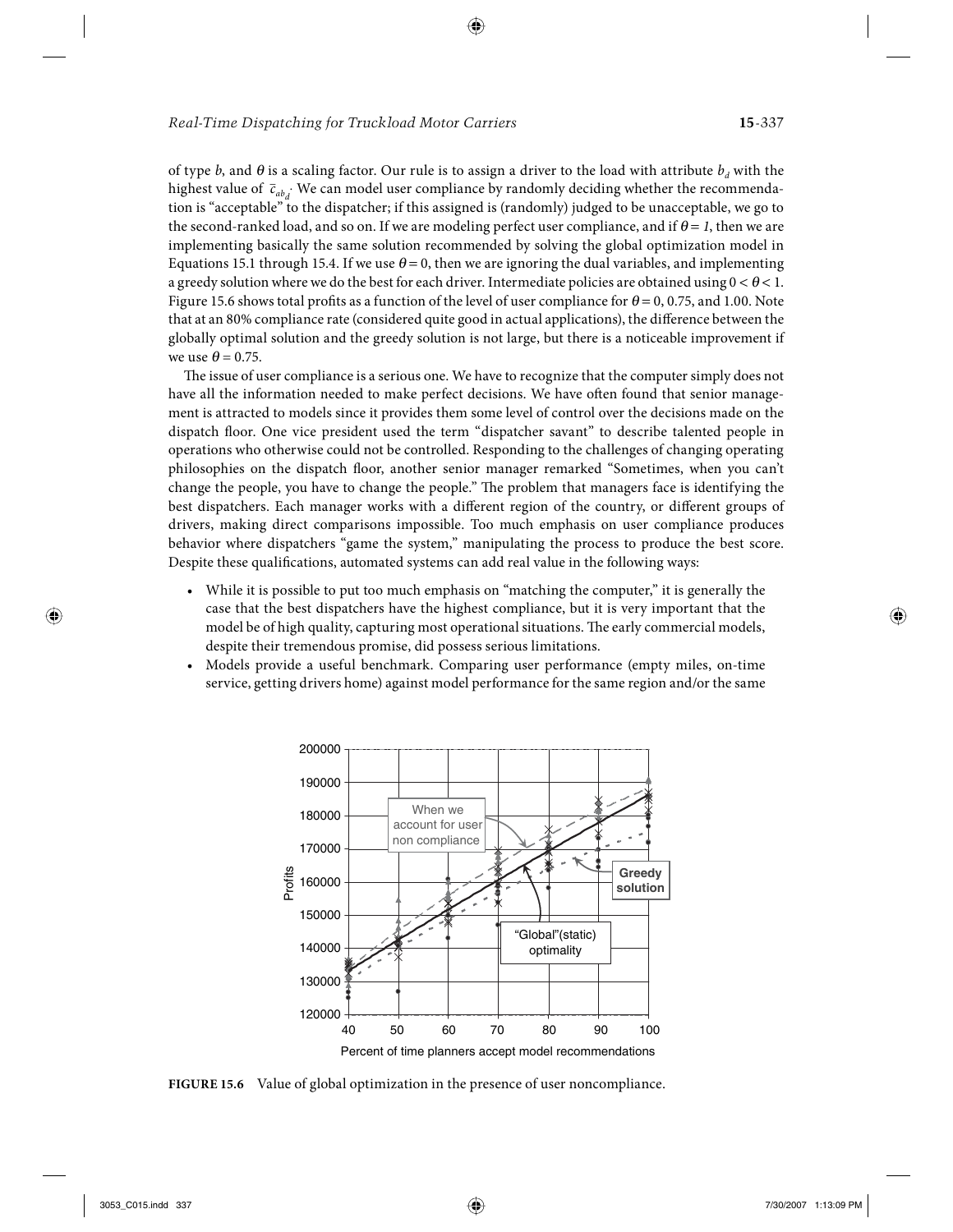of type $b$, and $\theta$ is a scaling factor. Our rule is to assign a driver to the load with attribute $b_d$ with the highest value of $\bar{c}_{ab_d}$. We can model user compliance by randomly deciding whether the recommendation is "acceptable" to the dispatcher; if this assigned is (randomly) judged to be unacceptable, we go to the second-ranked load, and so on. If we are modeling perfect user compliance, and if $\theta = 1$, then we are implementing basically the same solution recommended by solving the global optimization model in Equations 15.1 through 15.4. If we use $\theta = 0$, then we are ignoring the dual variables, and implementing a greedy solution where we do the best for each driver. Intermediate policies are obtained using $0 < \theta < 1$. Figure 15.6 shows total profits as a function of the level of user compliance for $\theta = 0$, 0.75, and 1.00. Note that at an 80% compliance rate (considered quite good in actual applications), the difference between the globally optimal solution and the greedy solution is not large, but there is a noticeable improvement if we use $\theta = 0.75$.

The issue of user compliance is a serious one. We have to recognize that the computer simply does not have all the information needed to make perfect decisions. We have often found that senior management is attracted to models since it provides them some level of control over the decisions made on the dispatch floor. One vice president used the term "dispatcher savant" to describe talented people in operations who otherwise could not be controlled. Responding to the challenges of changing operating philosophies on the dispatch floor, another senior manager remarked "Sometimes, when you can't change the people, you have to change the people." The problem that managers face is identifying the best dispatchers. Each manager works with a different region of the country, or different groups of drivers, making direct comparisons impossible. Too much emphasis on user compliance produces behavior where dispatchers "game the system," manipulating the process to produce the best score. Despite these qualifications, automated systems can add real value in the following ways:

- While it is possible to put too much emphasis on "matching the computer," it is generally the case that the best dispatchers have the highest compliance, but it is very important that the model be of high quality, capturing most operational situations. The early commercial models, despite their tremendous promise, did possess serious limitations.
- Models provide a useful benchmark. Comparing user performance (empty miles, on-time service, getting drivers home) against model performance for the same region and/or the same

**FIGURE 15.6** Value of global optimization in the presence of user noncompliance.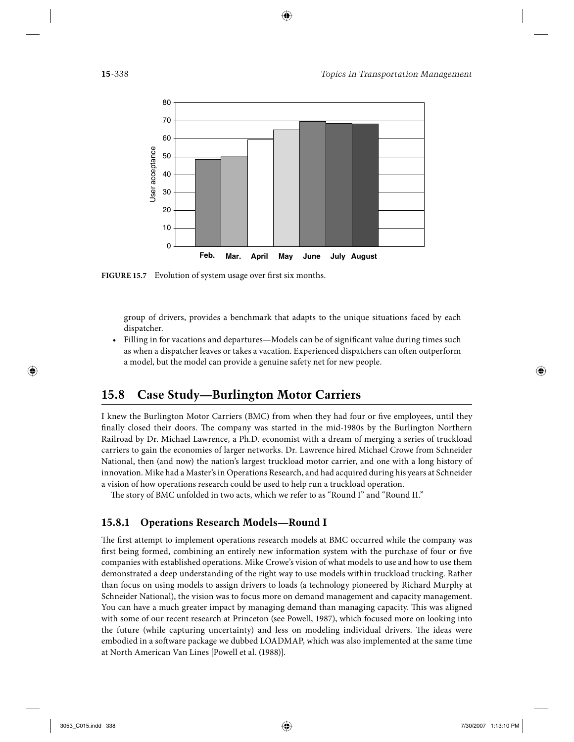FIGURE 15.7 Evolution of system usage over first six months.

group of drivers, provides a benchmark that adapts to the unique situations faced by each dispatcher.

- Filling in for vacations and departures—Models can be of significant value during times such as when a dispatcher leaves or takes a vacation. Experienced dispatchers can often outperform a model, but the model can provide a genuine safety net for new people.

## 15.8 Case Study—Burlington Motor Carriers

I knew the Burlington Motor Carriers (BMC) from when they had four or five employees, until they finally closed their doors. The company was started in the mid-1980s by the Burlington Northern Railroad by Dr. Michael Lawrence, a Ph.D. economist with a dream of merging a series of truckload carriers to gain the economies of larger networks. Dr. Lawrence hired Michael Crowe from Schneider National, then (and now) the nation's largest truckload motor carrier, and one with a long history of innovation. Mike had a Master's in Operations Research, and had acquired during his years at Schneider a vision of how operations research could be used to help run a truckload operation.

The story of BMC unfolded in two acts, which we refer to as "Round I" and "Round II."

### 15.8.1 Operations Research Models—Round I

The first attempt to implement operations research models at BMC occurred while the company was first being formed, combining an entirely new information system with the purchase of four or five companies with established operations. Mike Crowe's vision of what models to use and how to use them demonstrated a deep understanding of the right way to use models within truckload trucking. Rather than focus on using models to assign drivers to loads (a technology pioneered by Richard Murphy at Schneider National), the vision was to focus more on demand management and capacity management. You can have a much greater impact by managing demand than managing capacity. This was aligned with some of our recent research at Princeton (see Powell, 1987), which focused more on looking into the future (while capturing uncertainty) and less on modeling individual drivers. The ideas were embodied in a software package we dubbed LOADMAP, which was also implemented at the same time at North American Van Lines [Powell et al. (1988)].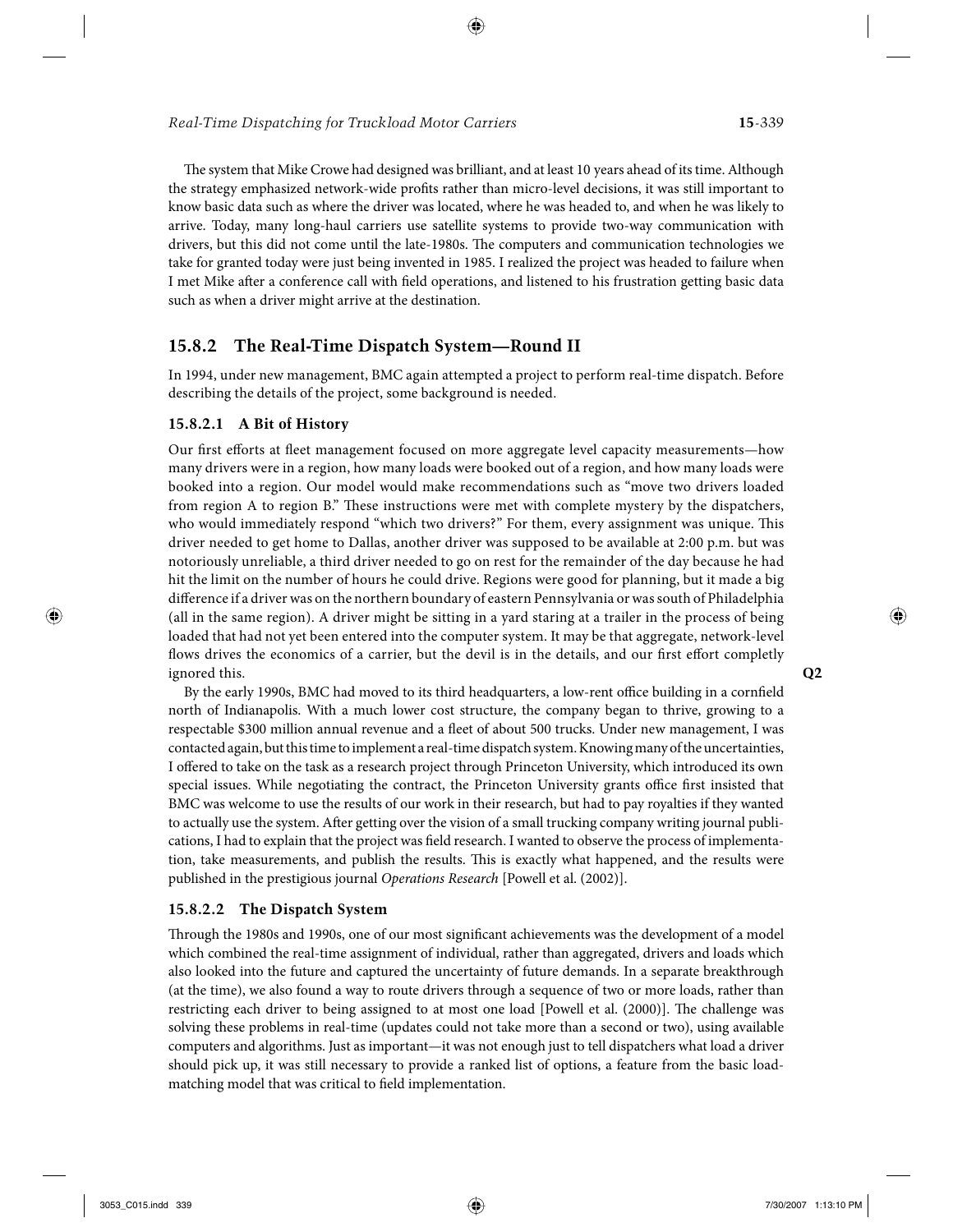The system that Mike Crowe had designed was brilliant, and at least 10 years ahead of its time. Although the strategy emphasized network-wide profits rather than micro-level decisions, it was still important to know basic data such as where the driver was located, where he was headed to, and when he was likely to arrive. Today, many long-haul carriers use satellite systems to provide two-way communication with drivers, but this did not come until the late-1980s. The computers and communication technologies we take for granted today were just being invented in 1985. I realized the project was headed to failure when I met Mike after a conference call with field operations, and listened to his frustration getting basic data such as when a driver might arrive at the destination.

## 15.8.2 The Real-Time Dispatch System—Round II

In 1994, under new management, BMC again attempted a project to perform real-time dispatch. Before describing the details of the project, some background is needed.

### 15.8.2.1 A Bit of History

Our first efforts at fleet management focused on more aggregate level capacity measurements—how many drivers were in a region, how many loads were booked out of a region, and how many loads were booked into a region. Our model would make recommendations such as "move two drivers loaded from region A to region B." These instructions were met with complete mystery by the dispatchers, who would immediately respond "which two drivers?" For them, every assignment was unique. This driver needed to get home to Dallas, another driver was supposed to be available at 2:00 p.m. but was notoriously unreliable, a third driver needed to go on rest for the remainder of the day because he had hit the limit on the number of hours he could drive. Regions were good for planning, but it made a big difference if a driver was on the northern boundary of eastern Pennsylvania or was south of Philadelphia (all in the same region). A driver might be sitting in a yard staring at a trailer in the process of being loaded that had not yet been entered into the computer system. It may be that aggregate, network-level flows drives the economics of a carrier, but the devil is in the details, and our first effort completly ignored this.

By the early 1990s, BMC had moved to its third headquarters, a low-rent office building in a cornfield north of Indianapolis. With a much lower cost structure, the company began to thrive, growing to a respectable \$300 million annual revenue and a fleet of about 500 trucks. Under new management, I was contacted again, but this time to implement a real-time dispatch system. Knowing many of the uncertainties, I offered to take on the task as a research project through Princeton University, which introduced its own special issues. While negotiating the contract, the Princeton University grants office first insisted that BMC was welcome to use the results of our work in their research, but had to pay royalties if they wanted to actually use the system. After getting over the vision of a small trucking company writing journal publications, I had to explain that the project was field research. I wanted to observe the process of implementation, take measurements, and publish the results. This is exactly what happened, and the results were published in the prestigious journal *Operations Research* [Powell et al. (2002)].

### 15.8.2.2 The Dispatch System

Through the 1980s and 1990s, one of our most significant achievements was the development of a model which combined the real-time assignment of individual, rather than aggregated, drivers and loads which also looked into the future and captured the uncertainty of future demands. In a separate breakthrough (at the time), we also found a way to route drivers through a sequence of two or more loads, rather than restricting each driver to being assigned to at most one load [Powell et al. (2000)]. The challenge was solving these problems in real-time (updates could not take more than a second or two), using available computers and algorithms. Just as important—it was not enough just to tell dispatchers what load a driver should pick up, it was still necessary to provide a ranked list of options, a feature from the basic load-matching model that was critical to field implementation.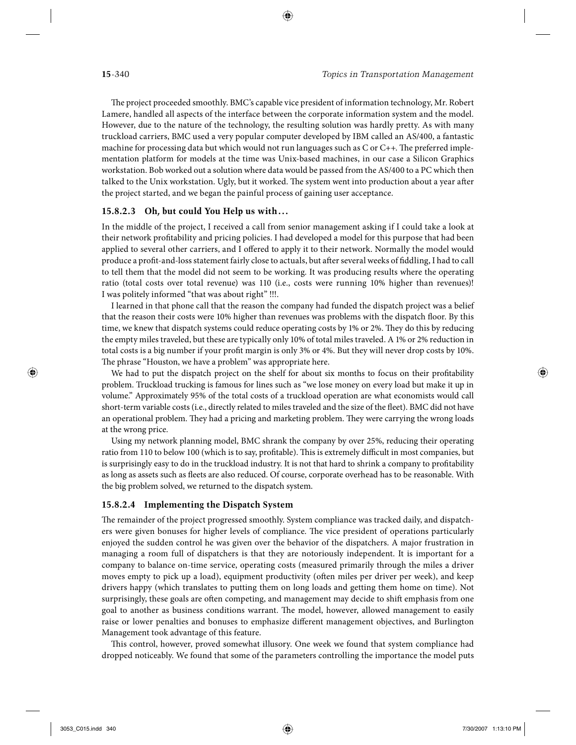The project proceeded smoothly. BMC's capable vice president of information technology, Mr. Robert Lamere, handled all aspects of the interface between the corporate information system and the model. However, due to the nature of the technology, the resulting solution was hardly pretty. As with many truckload carriers, BMC used a very popular computer developed by IBM called an AS/400, a fantastic machine for processing data but which would not run languages such as C or C++. The preferred implementation platform for models at the time was Unix-based machines, in our case a Silicon Graphics workstation. Bob worked out a solution where data would be passed from the AS/400 to a PC which then talked to the Unix workstation. Ugly, but it worked. The system went into production about a year after the project started, and we began the painful process of gaining user acceptance.

### 15.8.2.3 Oh, but could You Help us with…

In the middle of the project, I received a call from senior management asking if I could take a look at their network profitability and pricing policies. I had developed a model for this purpose that had been applied to several other carriers, and I offered to apply it to their network. Normally the model would produce a profit-and-loss statement fairly close to actuals, but after several weeks of fiddling, I had to call to tell them that the model did not seem to be working. It was producing results where the operating ratio (total costs over total revenue) was 110 (i.e., costs were running 10% higher than revenues)! I was politely informed "that was about right" !!!.

I learned in that phone call that the reason the company had funded the dispatch project was a belief that the reason their costs were 10% higher than revenues was problems with the dispatch floor. By this time, we knew that dispatch systems could reduce operating costs by 1% or 2%. They do this by reducing the empty miles traveled, but these are typically only 10% of total miles traveled. A 1% or 2% reduction in total costs is a big number if your profit margin is only 3% or 4%. But they will never drop costs by 10%. The phrase "Houston, we have a problem" was appropriate here.

We had to put the dispatch project on the shelf for about six months to focus on their profitability problem. Truckload trucking is famous for lines such as "we lose money on every load but make it up in volume." Approximately 95% of the total costs of a truckload operation are what economists would call short-term variable costs (i.e., directly related to miles traveled and the size of the fleet). BMC did not have an operational problem. They had a pricing and marketing problem. They were carrying the wrong loads at the wrong price.

Using my network planning model, BMC shrank the company by over 25%, reducing their operating ratio from 110 to below 100 (which is to say, profitable). This is extremely difficult in most companies, but is surprisingly easy to do in the truckload industry. It is not that hard to shrink a company to profitability as long as assets such as fleets are also reduced. Of course, corporate overhead has to be reasonable. With the big problem solved, we returned to the dispatch system.

### 15.8.2.4 Implementing the Dispatch System

The remainder of the project progressed smoothly. System compliance was tracked daily, and dispatchers were given bonuses for higher levels of compliance. The vice president of operations particularly enjoyed the sudden control he was given over the behavior of the dispatchers. A major frustration in managing a room full of dispatchers is that they are notoriously independent. It is important for a company to balance on-time service, operating costs (measured primarily through the miles a driver moves empty to pick up a load), equipment productivity (often miles per driver per week), and keep drivers happy (which translates to putting them on long loads and getting them home on time). Not surprisingly, these goals are often competing, and management may decide to shift emphasis from one goal to another as business conditions warrant. The model, however, allowed management to easily raise or lower penalties and bonuses to emphasize different management objectives, and Burlington Management took advantage of this feature.

This control, however, proved somewhat illusory. One week we found that system compliance had dropped noticeably. We found that some of the parameters controlling the importance the model puts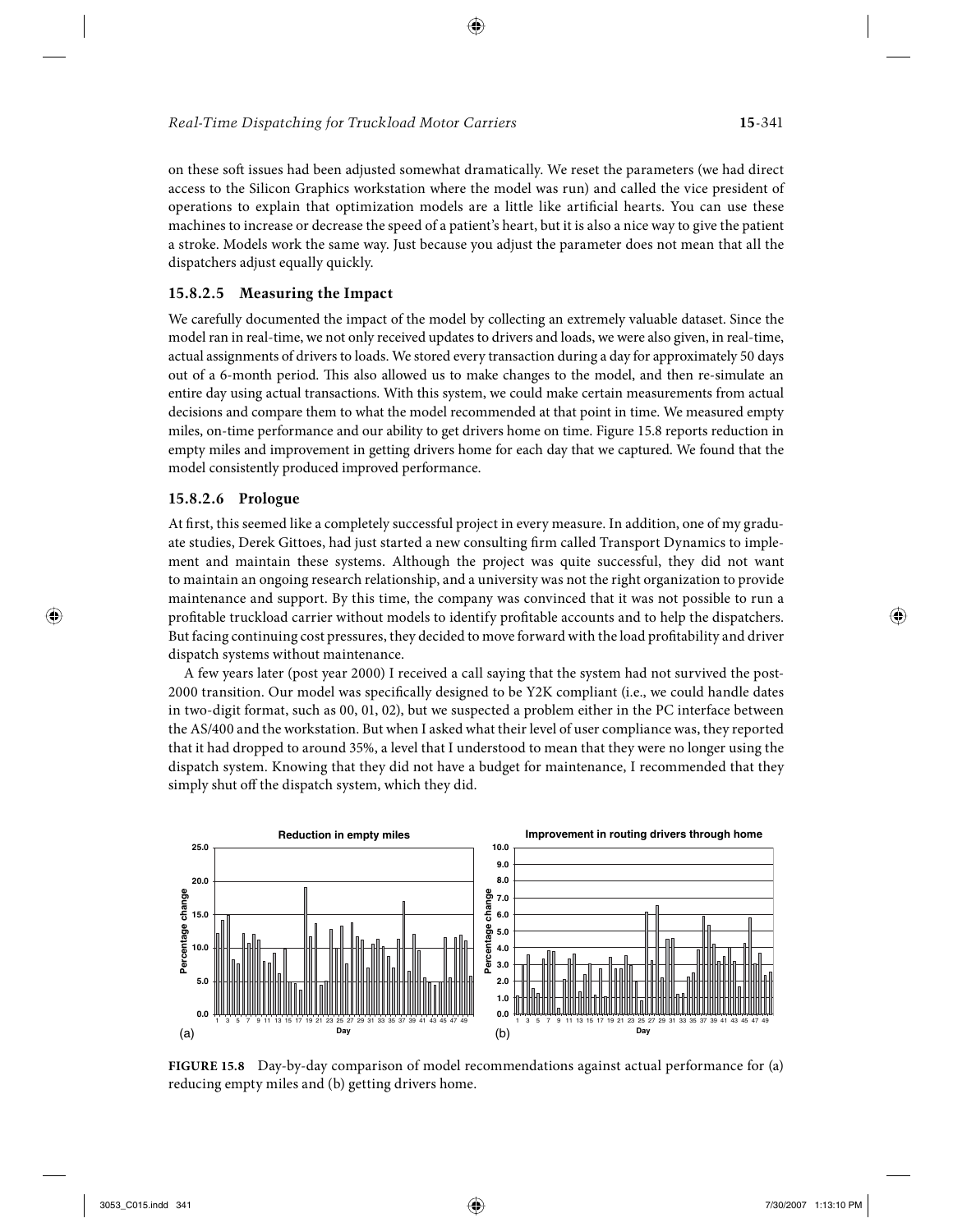on these soft issues had been adjusted somewhat dramatically. We reset the parameters (we had direct access to the Silicon Graphics workstation where the model was run) and called the vice president of operations to explain that optimization models are a little like artificial hearts. You can use these machines to increase or decrease the speed of a patient's heart, but it is also a nice way to give the patient a stroke. Models work the same way. Just because you adjust the parameter does not mean that all the dispatchers adjust equally quickly.

#### 15.8.2.5 Measuring the Impact

We carefully documented the impact of the model by collecting an extremely valuable dataset. Since the model ran in real-time, we not only received updates to drivers and loads, we were also given, in real-time, actual assignments of drivers to loads. We stored every transaction during a day for approximately 50 days out of a 6-month period. This also allowed us to make changes to the model, and then re-simulate an entire day using actual transactions. With this system, we could make certain measurements from actual decisions and compare them to what the model recommended at that point in time. We measured empty miles, on-time performance and our ability to get drivers home on time. Figure 15.8 reports reduction in empty miles and improvement in getting drivers home for each day that we captured. We found that the model consistently produced improved performance.

#### 15.8.2.6 Prologue

At first, this seemed like a completely successful project in every measure. In addition, one of my graduate studies, Derek Gittoes, had just started a new consulting firm called Transport Dynamics to implement and maintain these systems. Although the project was quite successful, they did not want to maintain an ongoing research relationship, and a university was not the right organization to provide maintenance and support. By this time, the company was convinced that it was not possible to run a profitable truckload carrier without models to identify profitable accounts and to help the dispatchers. But facing continuing cost pressures, they decided to move forward with the load profitability and driver dispatch systems without maintenance.

A few years later (post year 2000) I received a call saying that the system had not survived the post-2000 transition. Our model was specifically designed to be Y2K compliant (i.e., we could handle dates in two-digit format, such as 00, 01, 02), but we suspected a problem either in the PC interface between the AS/400 and the workstation. But when I asked what their level of user compliance was, they reported that it had dropped to around 35%, a level that I understood to mean that they were no longer using the dispatch system. Knowing that they did not have a budget for maintenance, I recommended that they simply shut off the dispatch system, which they did.

**FIGURE 15.8** Day-by-day comparison of model recommendations against actual performance for (a) reducing empty miles and (b) getting drivers home.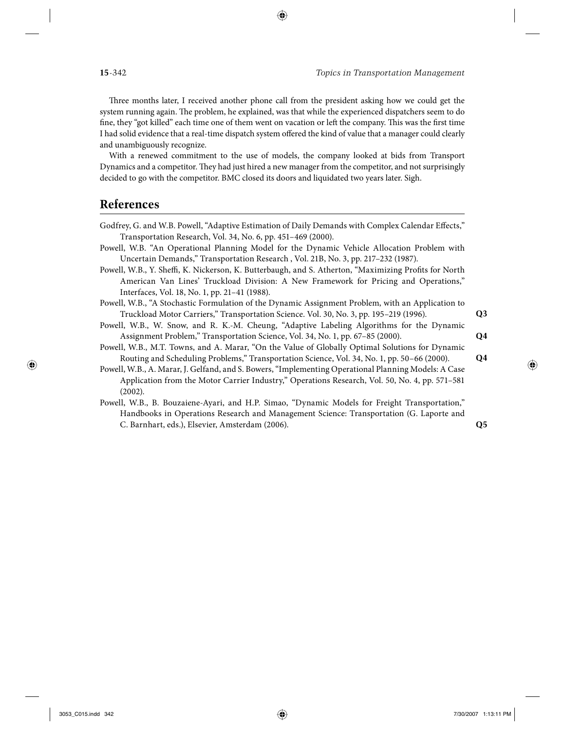Three months later, I received another phone call from the president asking how we could get the system running again. The problem, he explained, was that while the experienced dispatchers seem to do fine, they "got killed" each time one of them went on vacation or left the company. This was the first time I had solid evidence that a real-time dispatch system offered the kind of value that a manager could clearly and unambiguously recognize.

With a renewed commitment to the use of models, the company looked at bids from Transport Dynamics and a competitor. They had just hired a new manager from the competitor, and not surprisingly decided to go with the competitor. BMC closed its doors and liquidated two years later. Sigh.

## References

Godfrey, G. and W.B. Powell, "Adaptive Estimation of Daily Demands with Complex Calendar Effects," Transportation Research, Vol. 34, No. 6, pp. 451–469 (2000).

Powell, W.B. "An Operational Planning Model for the Dynamic Vehicle Allocation Problem with Uncertain Demands," Transportation Research , Vol. 21B, No. 3, pp. 217–232 (1987).

Powell, W.B., Y. Sheffi, K. Nickerson, K. Butterbaugh, and S. Atherton, "Maximizing Profits for North American Van Lines' Truckload Division: A New Framework for Pricing and Operations," Interfaces, Vol. 18, No. 1, pp. 21–41 (1988).

Powell, W.B., "A Stochastic Formulation of the Dynamic Assignment Problem, with an Application to Truckload Motor Carriers," Transportation Science. Vol. 30, No. 3, pp. 195–219 (1996). **Q3**

Powell, W.B., W. Snow, and R. K.-M. Cheung, "Adaptive Labeling Algorithms for the Dynamic Assignment Problem," Transportation Science, Vol. 34, No. 1, pp. 67–85 (2000). **Q4**

Powell, W.B., M.T. Towns, and A. Marar, "On the Value of Globally Optimal Solutions for Dynamic Routing and Scheduling Problems," Transportation Science, Vol. 34, No. 1, pp. 50–66 (2000). **Q4**

Powell, W.B., A. Marar, J. Gelfand, and S. Bowers, "Implementing Operational Planning Models: A Case Application from the Motor Carrier Industry," Operations Research, Vol. 50, No. 4, pp. 571–581 (2002).

Powell, W.B., B. Bouzaiene-Ayari, and H.P. Simao, "Dynamic Models for Freight Transportation," Handbooks in Operations Research and Management Science: Transportation (G. Laporte and C. Barnhart, eds.), Elsevier, Amsterdam (2006). **Q5**